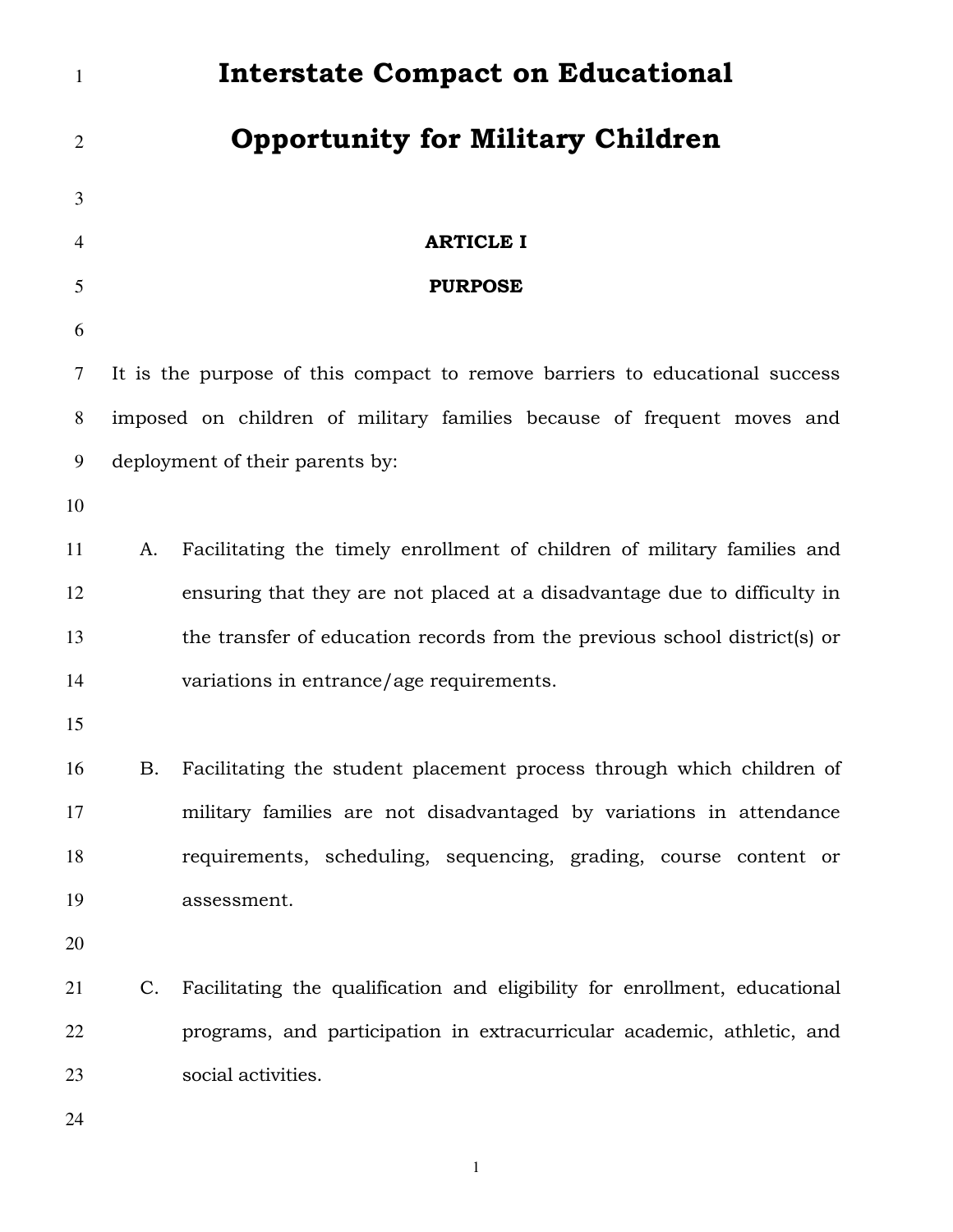# Interstate Compact on Educational Opportunity for Military Children

## ARTICLE I

## PURPOSE

It is the purpose of this compact to remove barriers to educational success imposed on children of military families because of frequent moves and deployment of their parents by:

A. Facilitating the timely enrollment of children of military families and ensuring that they are not placed at a disadvantage due to difficulty in the transfer of education records from the previous school district(s) or variations in entrance/age requirements.

B. Facilitating the student placement process through which children of military families are not disadvantaged by variations in attendance requirements, scheduling, sequencing, grading, course content or assessment.

C. Facilitating the qualification and eligibility for enrollment, educational programs, and participation in extracurricular academic, athletic, and social activities.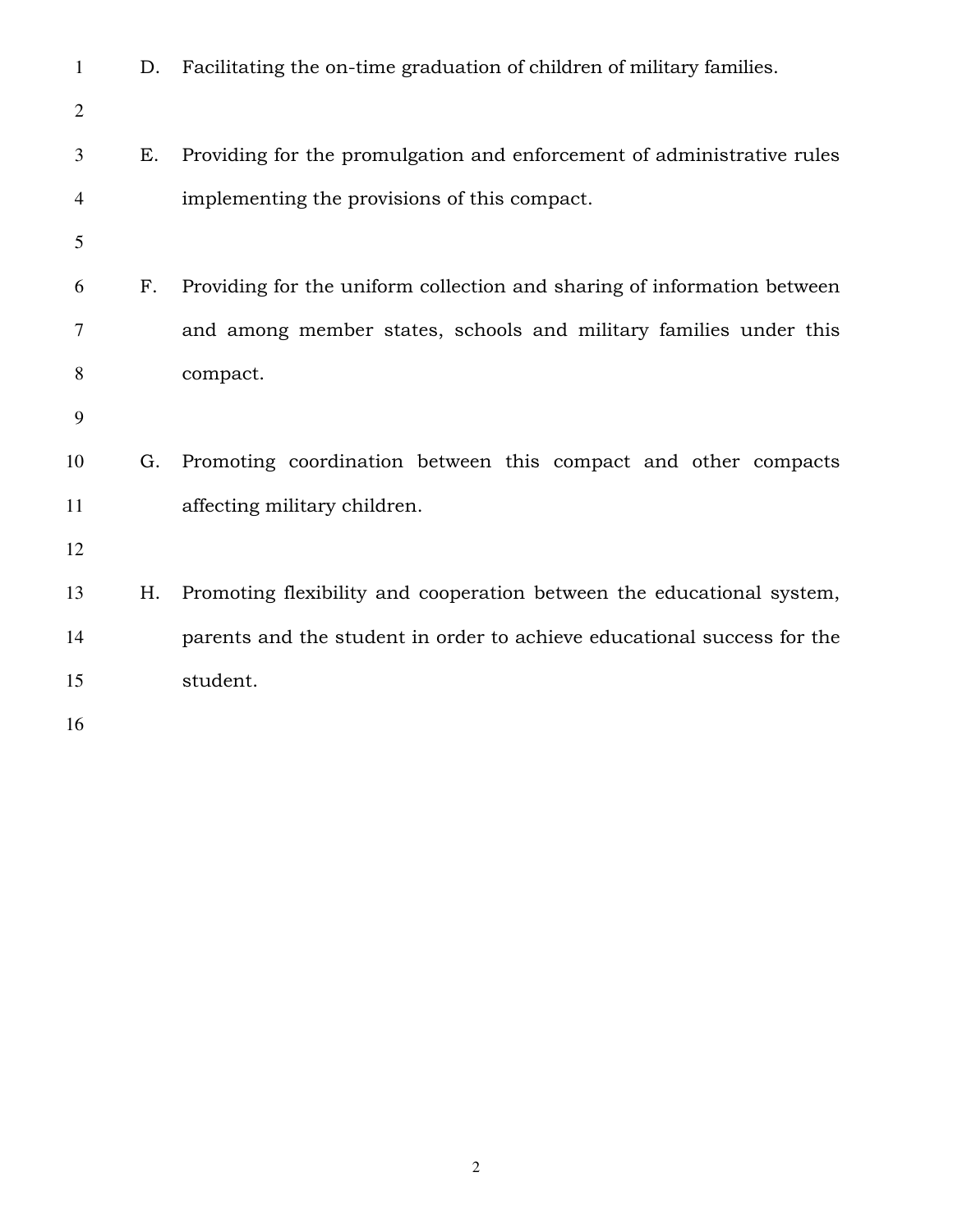D. Facilitating the on-time graduation of children of military families.

E. Providing for the promulgation and enforcement of administrative rules implementing the provisions of this compact.

F. Providing for the uniform collection and sharing of information between and among member states, schools and military families under this compact.

G. Promoting coordination between this compact and other compacts affecting military children.

H. Promoting flexibility and cooperation between the educational system, parents and the student in order to achieve educational success for the student.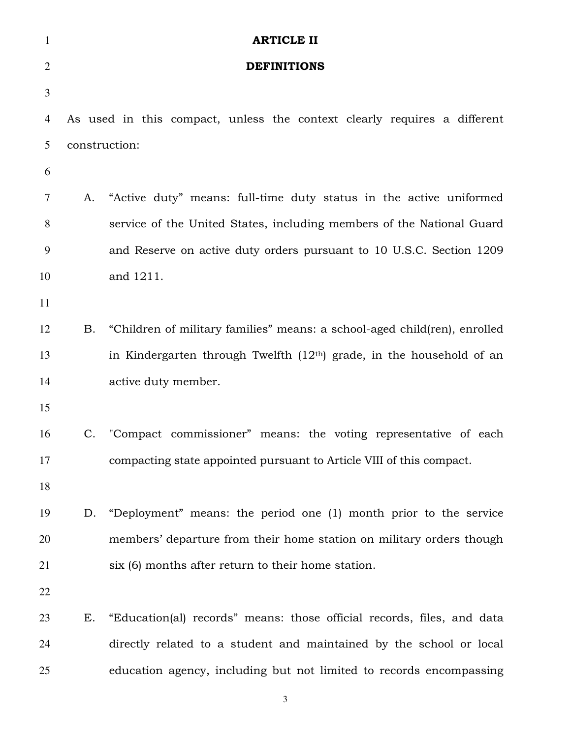## ARTICLE II

## DEFINITIONS

As used in this compact, unless the context clearly requires a different construction:

A. “Active duty” means: full-time duty status in the active uniformed service of the United States, including members of the National Guard and Reserve on active duty orders pursuant to 10 U.S.C. Section 1209 and 1211.

B. “Children of military families” means: a school-aged child(ren), enrolled in Kindergarten through Twelfth ($12^{th}$) grade, in the household of an active duty member.

C. "Compact commissioner” means: the voting representative of each compacting state appointed pursuant to Article VIII of this compact.

D. “Deployment” means: the period one (1) month prior to the service members’ departure from their home station on military orders though six (6) months after return to their home station.

E. “Education(al) records” means: those official records, files, and data directly related to a student and maintained by the school or local education agency, including but not limited to records encompassing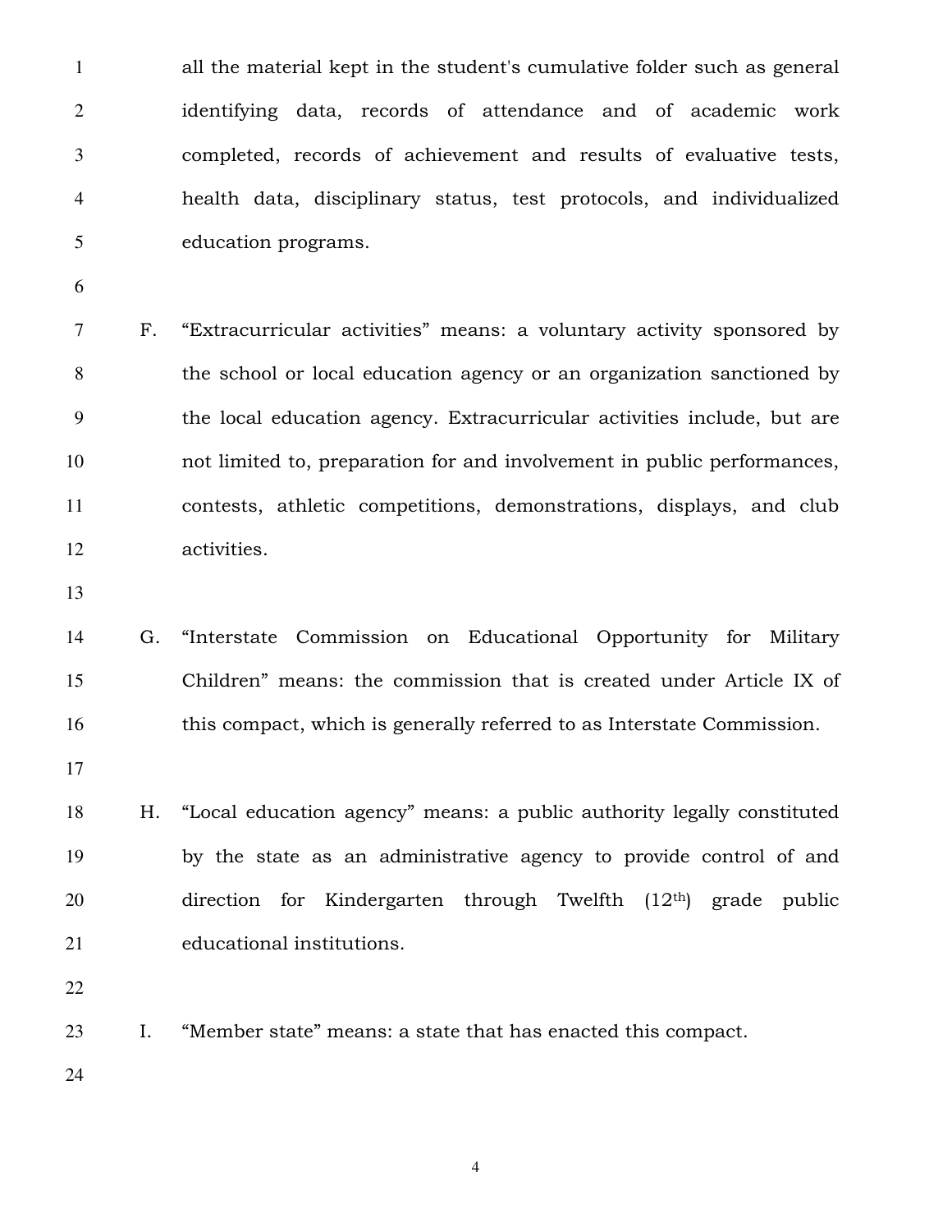all the material kept in the student's cumulative folder such as general identifying data, records of attendance and of academic work completed, records of achievement and results of evaluative tests, health data, disciplinary status, test protocols, and individualized education programs.

F. "Extracurricular activities" means: a voluntary activity sponsored by the school or local education agency or an organization sanctioned by the local education agency. Extracurricular activities include, but are not limited to, preparation for and involvement in public performances, contests, athletic competitions, demonstrations, displays, and club activities.

G. "Interstate Commission on Educational Opportunity for Military Children" means: the commission that is created under Article IX of this compact, which is generally referred to as Interstate Commission.

H. "Local education agency" means: a public authority legally constituted by the state as an administrative agency to provide control of and direction for Kindergarten through Twelfth (12th) grade public educational institutions.

I. "Member state" means: a state that has enacted this compact.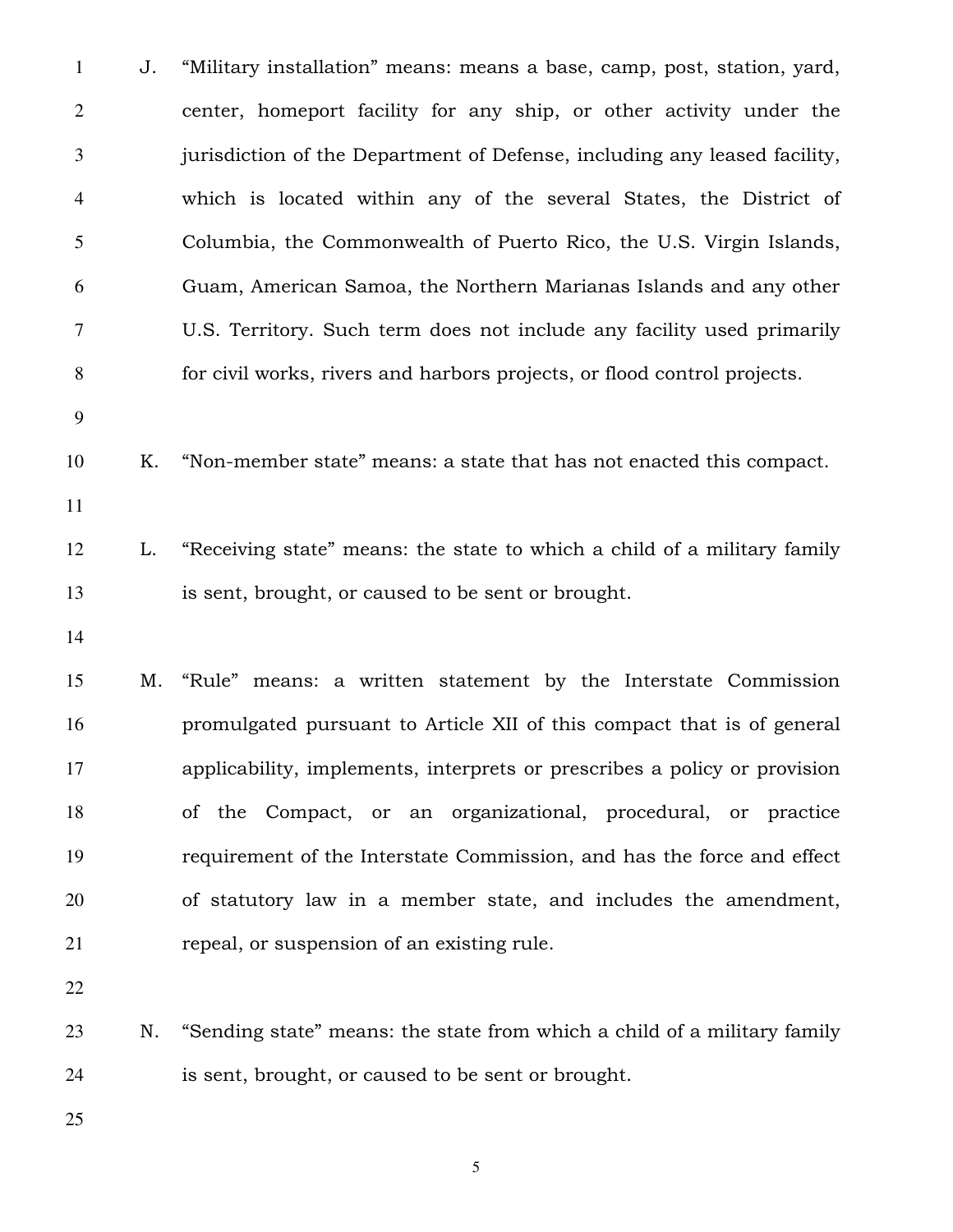J. “Military installation” means: means a base, camp, post, station, yard, center, homeport facility for any ship, or other activity under the jurisdiction of the Department of Defense, including any leased facility, which is located within any of the several States, the District of Columbia, the Commonwealth of Puerto Rico, the U.S. Virgin Islands, Guam, American Samoa, the Northern Marianas Islands and any other U.S. Territory. Such term does not include any facility used primarily for civil works, rivers and harbors projects, or flood control projects.

K. “Non-member state” means: a state that has not enacted this compact.

L. “Receiving state” means: the state to which a child of a military family is sent, brought, or caused to be sent or brought.

M. “Rule” means: a written statement by the Interstate Commission promulgated pursuant to Article XII of this compact that is of general applicability, implements, interprets or prescribes a policy or provision of the Compact, or an organizational, procedural, or practice requirement of the Interstate Commission, and has the force and effect of statutory law in a member state, and includes the amendment, repeal, or suspension of an existing rule.

N. “Sending state” means: the state from which a child of a military family is sent, brought, or caused to be sent or brought.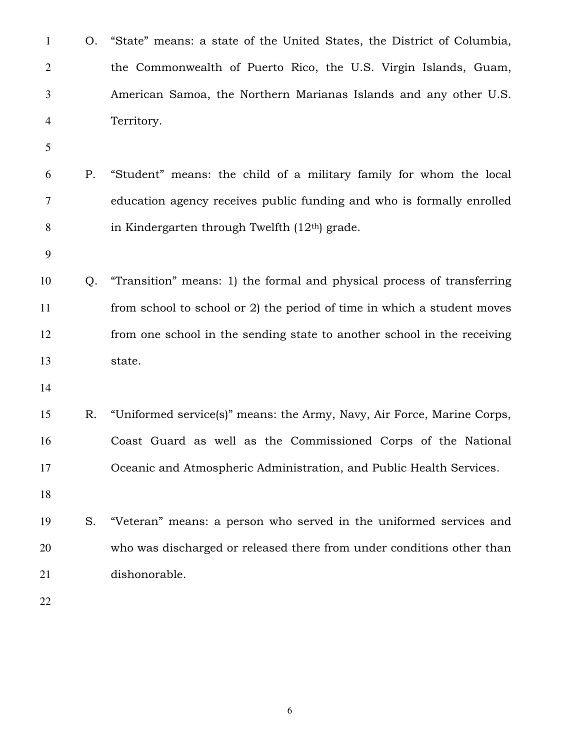O. "State" means: a state of the United States, the District of Columbia, the Commonwealth of Puerto Rico, the U.S. Virgin Islands, Guam, American Samoa, the Northern Marianas Islands and any other U.S. Territory.

P. "Student" means: the child of a military family for whom the local education agency receives public funding and who is formally enrolled in Kindergarten through Twelfth (12th) grade.

Q. "Transition" means: 1) the formal and physical process of transferring from school to school or 2) the period of time in which a student moves from one school in the sending state to another school in the receiving state.

R. "Uniformed service(s)" means: the Army, Navy, Air Force, Marine Corps, Coast Guard as well as the Commissioned Corps of the National Oceanic and Atmospheric Administration, and Public Health Services.

S. "Veteran" means: a person who served in the uniformed services and who was discharged or released there from under conditions other than dishonorable.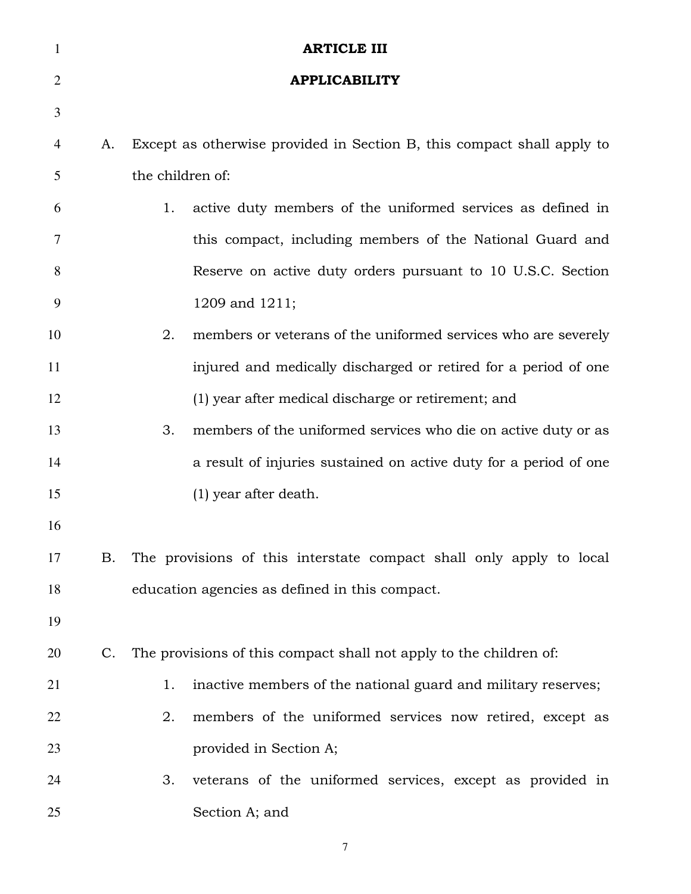# ARTICLE III

## APPLICABILITY

A. Except as otherwise provided in Section B, this compact shall apply to the children of:

   1. active duty members of the uniformed services as defined in this compact, including members of the National Guard and Reserve on active duty orders pursuant to 10 U.S.C. Section 1209 and 1211;

   2. members or veterans of the uniformed services who are severely injured and medically discharged or retired for a period of one (1) year after medical discharge or retirement; and

   3. members of the uniformed services who die on active duty or as a result of injuries sustained on active duty for a period of one (1) year after death.

B. The provisions of this interstate compact shall only apply to local education agencies as defined in this compact.

C. The provisions of this compact shall not apply to the children of:

   1. inactive members of the national guard and military reserves;

   2. members of the uniformed services now retired, except as provided in Section A;

   3. veterans of the uniformed services, except as provided in Section A; and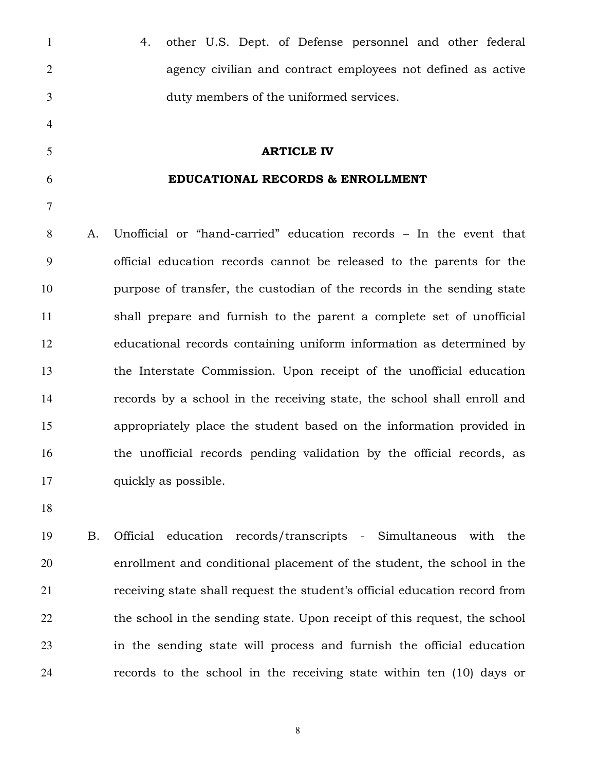4. other U.S. Dept. of Defense personnel and other federal agency civilian and contract employees not defined as active duty members of the uniformed services.

## ARTICLE IV

## EDUCATIONAL RECORDS & ENROLLMENT

A. Unofficial or “hand-carried” education records – In the event that official education records cannot be released to the parents for the purpose of transfer, the custodian of the records in the sending state shall prepare and furnish to the parent a complete set of unofficial educational records containing uniform information as determined by the Interstate Commission. Upon receipt of the unofficial education records by a school in the receiving state, the school shall enroll and appropriately place the student based on the information provided in the unofficial records pending validation by the official records, as quickly as possible.

B. Official education records/transcripts - Simultaneous with the enrollment and conditional placement of the student, the school in the receiving state shall request the student’s official education record from the school in the sending state. Upon receipt of this request, the school in the sending state will process and furnish the official education records to the school in the receiving state within ten (10) days or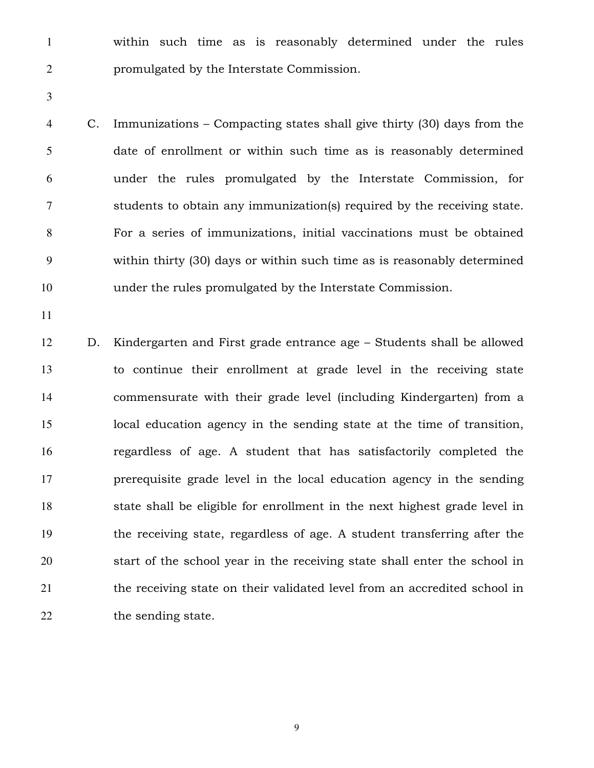within such time as is reasonably determined under the rules promulgated by the Interstate Commission.

C. Immunizations – Compacting states shall give thirty (30) days from the date of enrollment or within such time as is reasonably determined under the rules promulgated by the Interstate Commission, for students to obtain any immunization(s) required by the receiving state. For a series of immunizations, initial vaccinations must be obtained within thirty (30) days or within such time as is reasonably determined under the rules promulgated by the Interstate Commission.

D. Kindergarten and First grade entrance age – Students shall be allowed to continue their enrollment at grade level in the receiving state commensurate with their grade level (including Kindergarten) from a local education agency in the sending state at the time of transition, regardless of age. A student that has satisfactorily completed the prerequisite grade level in the local education agency in the sending state shall be eligible for enrollment in the next highest grade level in the receiving state, regardless of age. A student transferring after the start of the school year in the receiving state shall enter the school in the receiving state on their validated level from an accredited school in the sending state.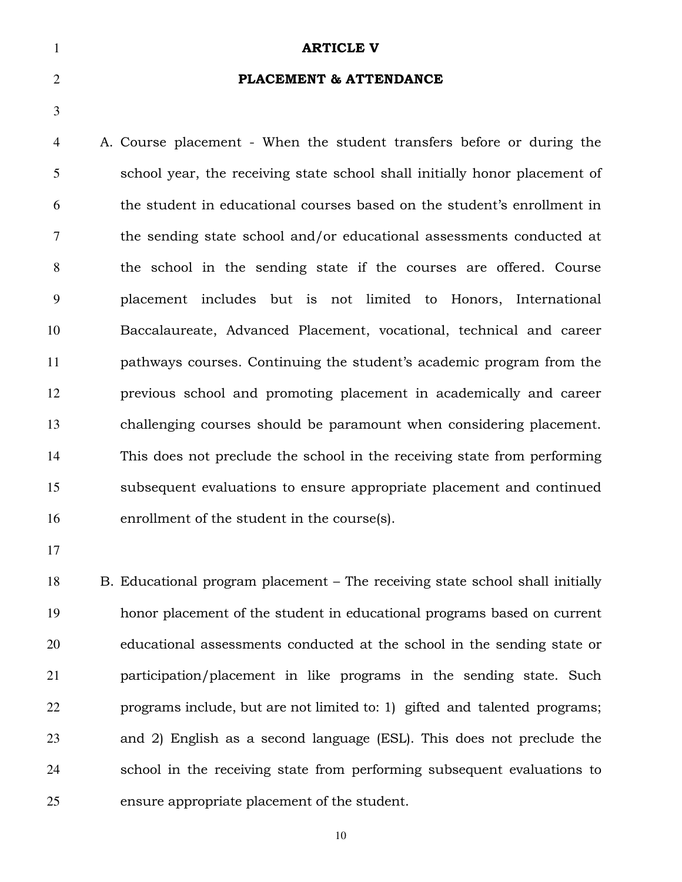# ARTICLE V

## PLACEMENT & ATTENDANCE

A. Course placement - When the student transfers before or during the school year, the receiving state school shall initially honor placement of the student in educational courses based on the student's enrollment in the sending state school and/or educational assessments conducted at the school in the sending state if the courses are offered. Course placement includes but is not limited to Honors, International Baccalaureate, Advanced Placement, vocational, technical and career pathways courses. Continuing the student's academic program from the previous school and promoting placement in academically and career challenging courses should be paramount when considering placement. This does not preclude the school in the receiving state from performing subsequent evaluations to ensure appropriate placement and continued enrollment of the student in the course(s).

B. Educational program placement – The receiving state school shall initially honor placement of the student in educational programs based on current educational assessments conducted at the school in the sending state or participation/placement in like programs in the sending state. Such programs include, but are not limited to: 1) gifted and talented programs; and 2) English as a second language (ESL). This does not preclude the school in the receiving state from performing subsequent evaluations to ensure appropriate placement of the student.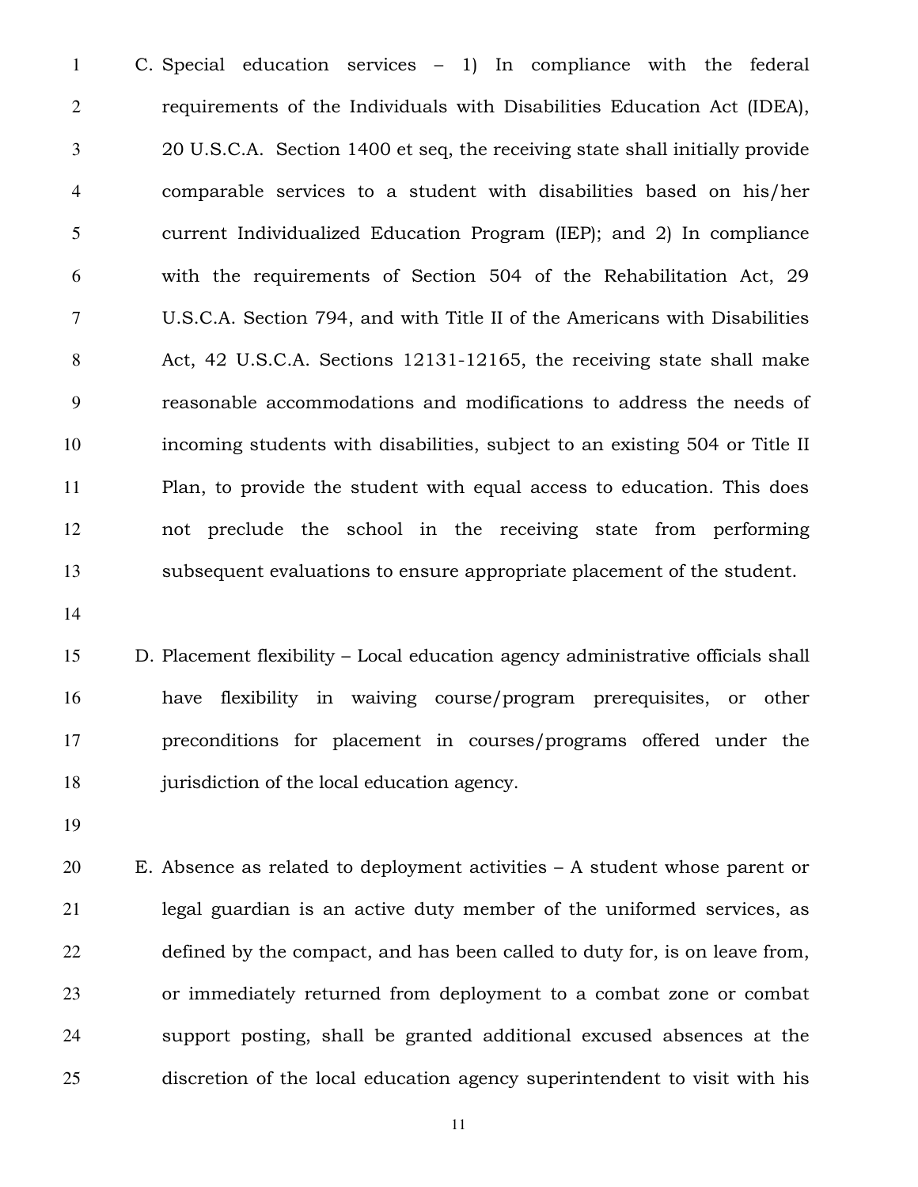C. Special education services – 1) In compliance with the federal requirements of the Individuals with Disabilities Education Act (IDEA), 20 U.S.C.A. Section 1400 et seq, the receiving state shall initially provide comparable services to a student with disabilities based on his/her current Individualized Education Program (IEP); and 2) In compliance with the requirements of Section 504 of the Rehabilitation Act, 29 U.S.C.A. Section 794, and with Title II of the Americans with Disabilities Act, 42 U.S.C.A. Sections 12131-12165, the receiving state shall make reasonable accommodations and modifications to address the needs of incoming students with disabilities, subject to an existing 504 or Title II Plan, to provide the student with equal access to education. This does not preclude the school in the receiving state from performing subsequent evaluations to ensure appropriate placement of the student.

D. Placement flexibility – Local education agency administrative officials shall have flexibility in waiving course/program prerequisites, or other preconditions for placement in courses/programs offered under the jurisdiction of the local education agency.

E. Absence as related to deployment activities – A student whose parent or legal guardian is an active duty member of the uniformed services, as defined by the compact, and has been called to duty for, is on leave from, or immediately returned from deployment to a combat zone or combat support posting, shall be granted additional excused absences at the discretion of the local education agency superintendent to visit with his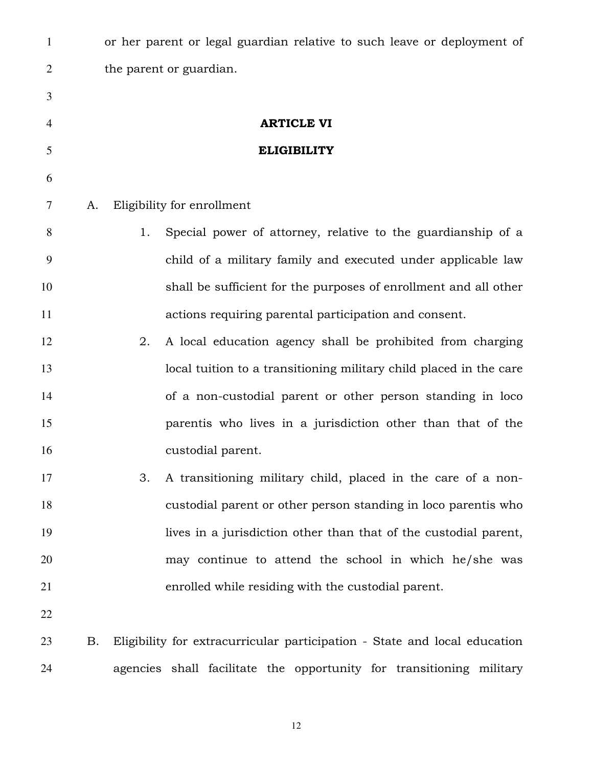or her parent or legal guardian relative to such leave or deployment of the parent or guardian.

## ARTICLE VI

## ELIGIBILITY

A. Eligibility for enrollment

1. Special power of attorney, relative to the guardianship of a child of a military family and executed under applicable law shall be sufficient for the purposes of enrollment and all other actions requiring parental participation and consent.
2. A local education agency shall be prohibited from charging local tuition to a transitioning military child placed in the care of a non-custodial parent or other person standing in loco parentis who lives in a jurisdiction other than that of the custodial parent.
3. A transitioning military child, placed in the care of a non-custodial parent or other person standing in loco parentis who lives in a jurisdiction other than that of the custodial parent, may continue to attend the school in which he/she was enrolled while residing with the custodial parent.

B. Eligibility for extracurricular participation - State and local education agencies shall facilitate the opportunity for transitioning military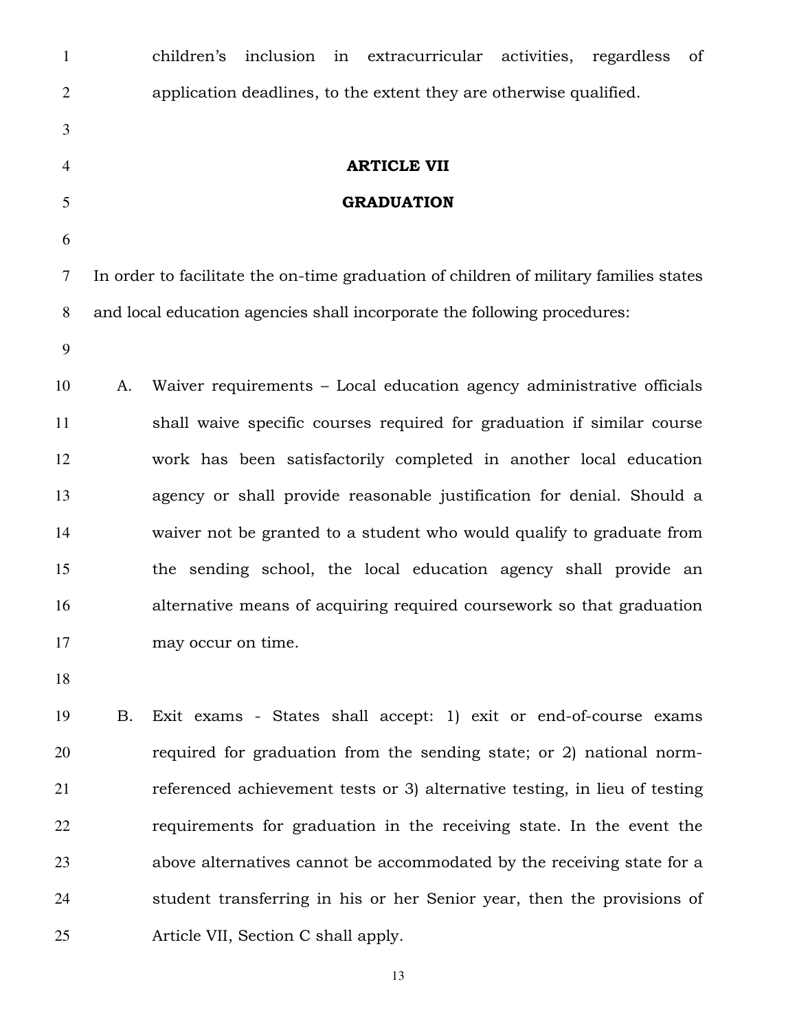children's inclusion in extracurricular activities, regardless of application deadlines, to the extent they are otherwise qualified.

## ARTICLE VII
## GRADUATION

In order to facilitate the on-time graduation of children of military families states and local education agencies shall incorporate the following procedures:

A. Waiver requirements – Local education agency administrative officials shall waive specific courses required for graduation if similar course work has been satisfactorily completed in another local education agency or shall provide reasonable justification for denial. Should a waiver not be granted to a student who would qualify to graduate from the sending school, the local education agency shall provide an alternative means of acquiring required coursework so that graduation may occur on time.

B. Exit exams - States shall accept: 1) exit or end-of-course exams required for graduation from the sending state; or 2) national norm-referenced achievement tests or 3) alternative testing, in lieu of testing requirements for graduation in the receiving state. In the event the above alternatives cannot be accommodated by the receiving state for a student transferring in his or her Senior year, then the provisions of Article VII, Section C shall apply.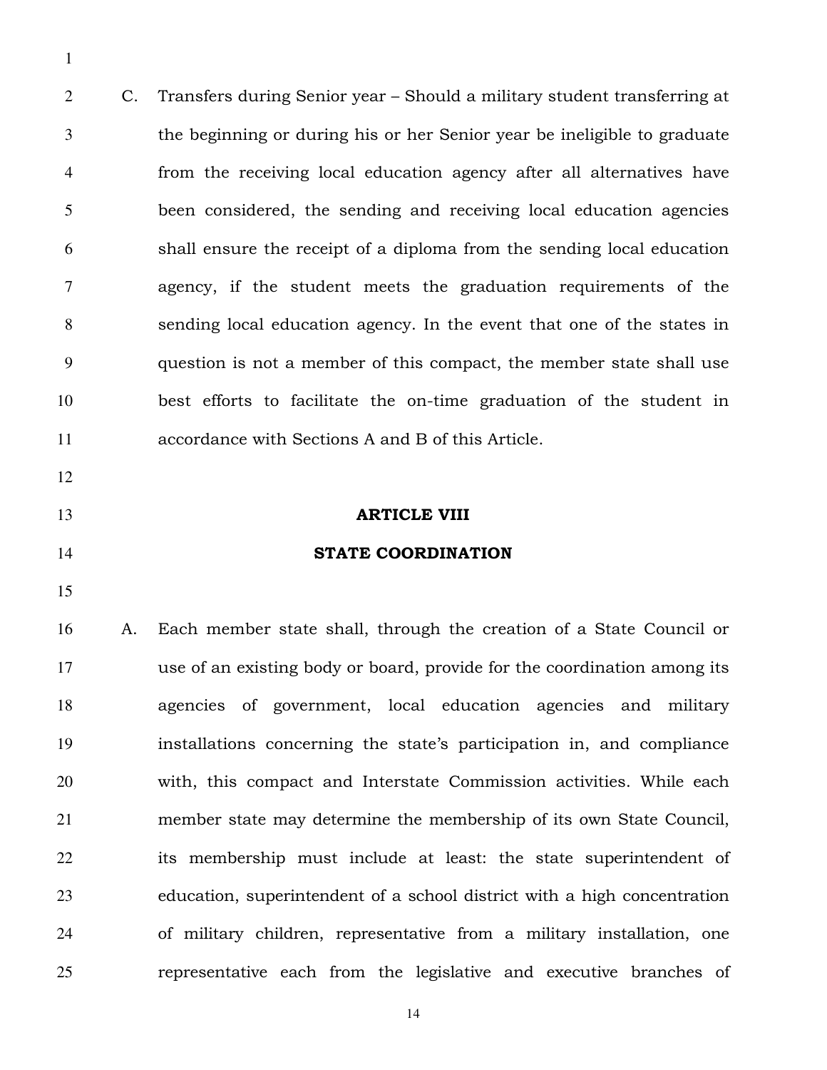C. Transfers during Senior year – Should a military student transferring at the beginning or during his or her Senior year be ineligible to graduate from the receiving local education agency after all alternatives have been considered, the sending and receiving local education agencies shall ensure the receipt of a diploma from the sending local education agency, if the student meets the graduation requirements of the sending local education agency. In the event that one of the states in question is not a member of this compact, the member state shall use best efforts to facilitate the on-time graduation of the student in accordance with Sections A and B of this Article.

## ARTICLE VIII

## STATE COORDINATION

A. Each member state shall, through the creation of a State Council or use of an existing body or board, provide for the coordination among its agencies of government, local education agencies and military installations concerning the state's participation in, and compliance with, this compact and Interstate Commission activities. While each member state may determine the membership of its own State Council, its membership must include at least: the state superintendent of education, superintendent of a school district with a high concentration of military children, representative from a military installation, one representative each from the legislative and executive branches of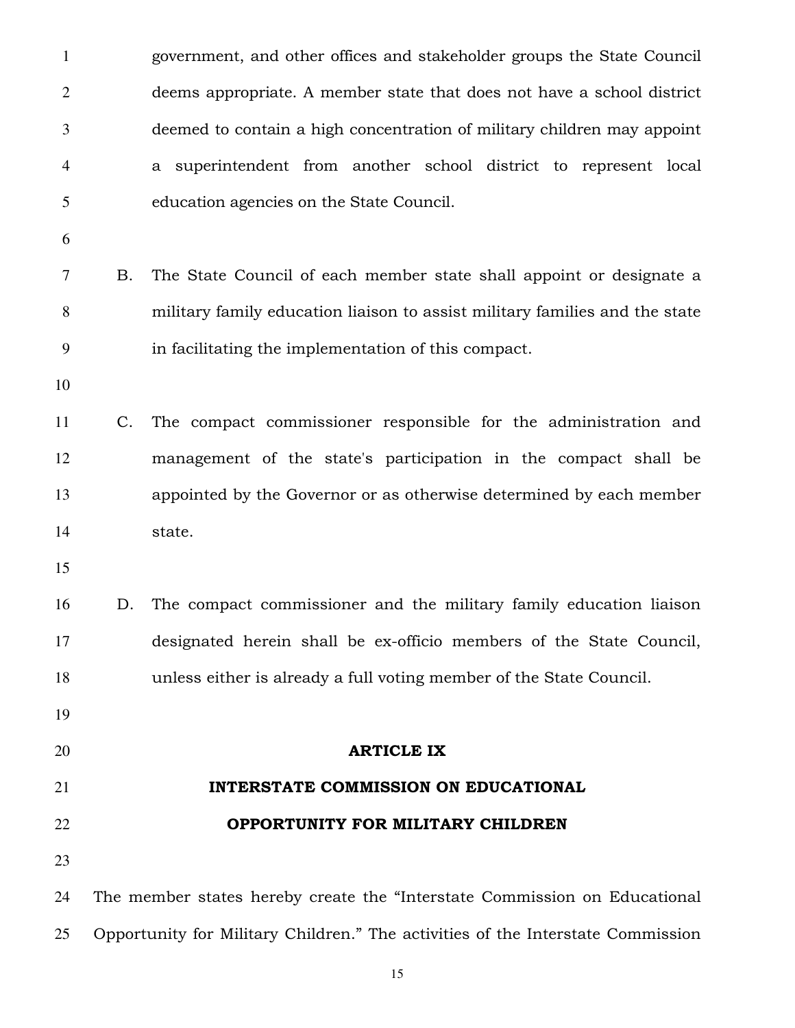government, and other offices and stakeholder groups the State Council deems appropriate. A member state that does not have a school district deemed to contain a high concentration of military children may appoint a superintendent from another school district to represent local education agencies on the State Council.

B. The State Council of each member state shall appoint or designate a military family education liaison to assist military families and the state in facilitating the implementation of this compact.

C. The compact commissioner responsible for the administration and management of the state's participation in the compact shall be appointed by the Governor or as otherwise determined by each member state.

D. The compact commissioner and the military family education liaison designated herein shall be ex-officio members of the State Council, unless either is already a full voting member of the State Council.

## ARTICLE IX

## INTERSTATE COMMISSION ON EDUCATIONAL OPPORTUNITY FOR MILITARY CHILDREN

The member states hereby create the "Interstate Commission on Educational Opportunity for Military Children." The activities of the Interstate Commission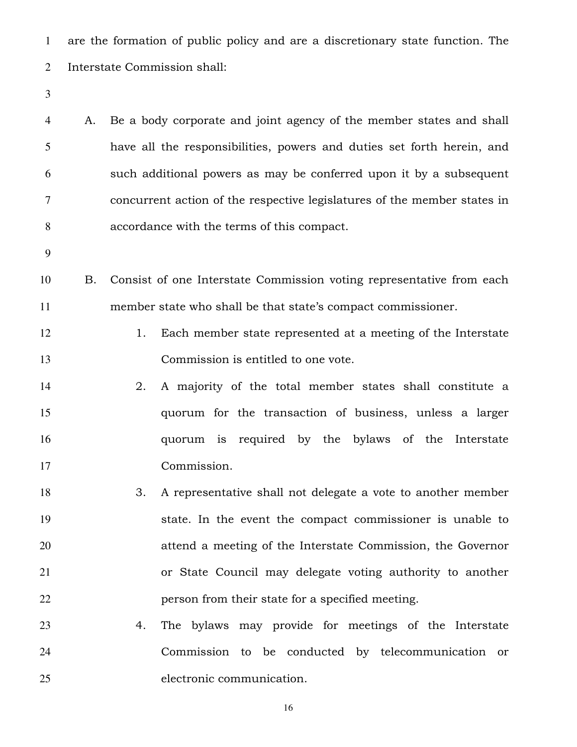are the formation of public policy and are a discretionary state function. The Interstate Commission shall:

A. Be a body corporate and joint agency of the member states and shall have all the responsibilities, powers and duties set forth herein, and such additional powers as may be conferred upon it by a subsequent concurrent action of the respective legislatures of the member states in accordance with the terms of this compact.

B. Consist of one Interstate Commission voting representative from each member state who shall be that state's compact commissioner.

   1. Each member state represented at a meeting of the Interstate Commission is entitled to one vote.
   2. A majority of the total member states shall constitute a quorum for the transaction of business, unless a larger quorum is required by the bylaws of the Interstate Commission.
   3. A representative shall not delegate a vote to another member state. In the event the compact commissioner is unable to attend a meeting of the Interstate Commission, the Governor or State Council may delegate voting authority to another person from their state for a specified meeting.
   4. The bylaws may provide for meetings of the Interstate Commission to be conducted by telecommunication or electronic communication.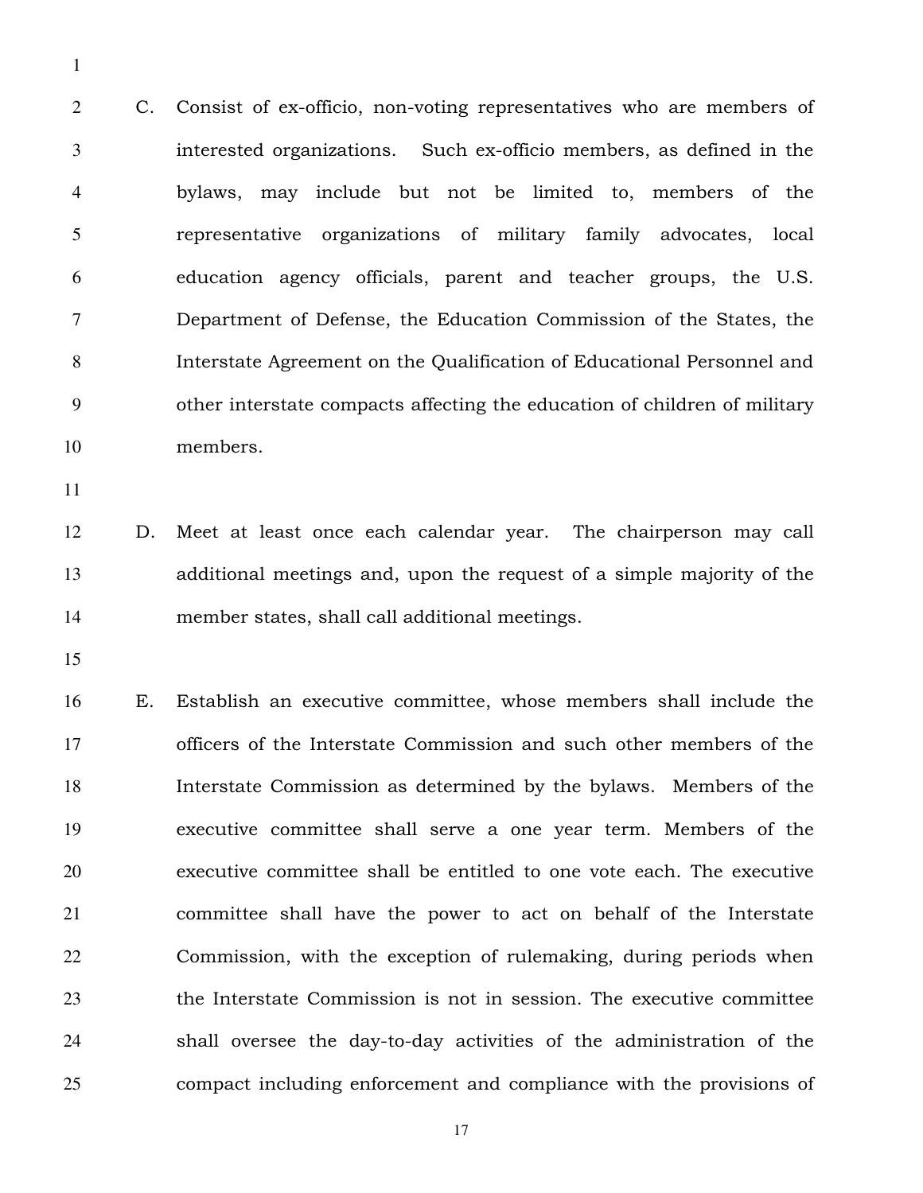C. Consist of ex-officio, non-voting representatives who are members of interested organizations. Such ex-officio members, as defined in the bylaws, may include but not be limited to, members of the representative organizations of military family advocates, local education agency officials, parent and teacher groups, the U.S. Department of Defense, the Education Commission of the States, the Interstate Agreement on the Qualification of Educational Personnel and other interstate compacts affecting the education of children of military members.

D. Meet at least once each calendar year. The chairperson may call additional meetings and, upon the request of a simple majority of the member states, shall call additional meetings.

E. Establish an executive committee, whose members shall include the officers of the Interstate Commission and such other members of the Interstate Commission as determined by the bylaws. Members of the executive committee shall serve a one year term. Members of the executive committee shall be entitled to one vote each. The executive committee shall have the power to act on behalf of the Interstate Commission, with the exception of rulemaking, during periods when the Interstate Commission is not in session. The executive committee shall oversee the day-to-day activities of the administration of the compact including enforcement and compliance with the provisions of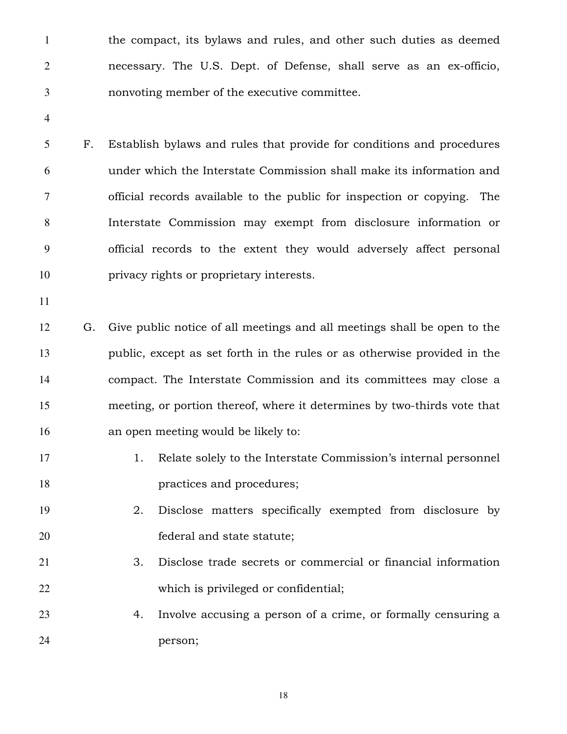the compact, its bylaws and rules, and other such duties as deemed necessary. The U.S. Dept. of Defense, shall serve as an ex-officio, nonvoting member of the executive committee.

F. Establish bylaws and rules that provide for conditions and procedures under which the Interstate Commission shall make its information and official records available to the public for inspection or copying. The Interstate Commission may exempt from disclosure information or official records to the extent they would adversely affect personal privacy rights or proprietary interests.

G. Give public notice of all meetings and all meetings shall be open to the public, except as set forth in the rules or as otherwise provided in the compact. The Interstate Commission and its committees may close a meeting, or portion thereof, where it determines by two-thirds vote that an open meeting would be likely to:

   1. Relate solely to the Interstate Commission's internal personnel practices and procedures;
   2. Disclose matters specifically exempted from disclosure by federal and state statute;
   3. Disclose trade secrets or commercial or financial information which is privileged or confidential;
   4. Involve accusing a person of a crime, or formally censuring a person;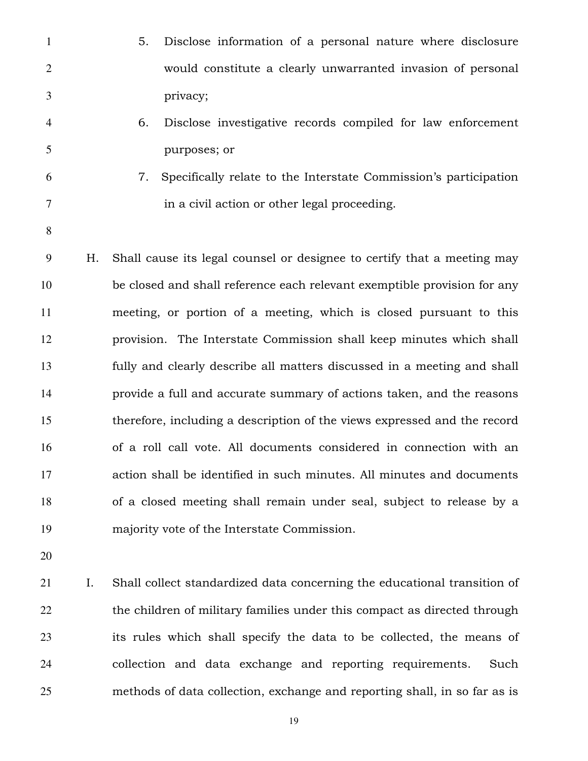5. Disclose information of a personal nature where disclosure would constitute a clearly unwarranted invasion of personal privacy;
6. Disclose investigative records compiled for law enforcement purposes; or
7. Specifically relate to the Interstate Commission's participation in a civil action or other legal proceeding.

H. Shall cause its legal counsel or designee to certify that a meeting may be closed and shall reference each relevant exemptible provision for any meeting, or portion of a meeting, which is closed pursuant to this provision. The Interstate Commission shall keep minutes which shall fully and clearly describe all matters discussed in a meeting and shall provide a full and accurate summary of actions taken, and the reasons therefore, including a description of the views expressed and the record of a roll call vote. All documents considered in connection with an action shall be identified in such minutes. All minutes and documents of a closed meeting shall remain under seal, subject to release by a majority vote of the Interstate Commission.

I. Shall collect standardized data concerning the educational transition of the children of military families under this compact as directed through its rules which shall specify the data to be collected, the means of collection and data exchange and reporting requirements. Such methods of data collection, exchange and reporting shall, in so far as is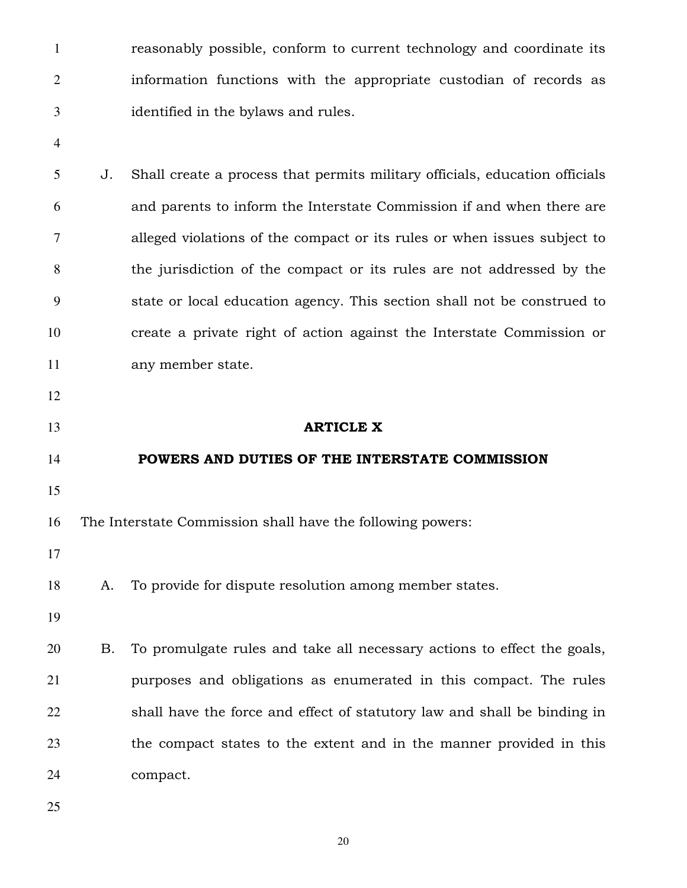reasonably possible, conform to current technology and coordinate its information functions with the appropriate custodian of records as identified in the bylaws and rules.

J. Shall create a process that permits military officials, education officials and parents to inform the Interstate Commission if and when there are alleged violations of the compact or its rules or when issues subject to the jurisdiction of the compact or its rules are not addressed by the state or local education agency. This section shall not be construed to create a private right of action against the Interstate Commission or any member state.

## ARTICLE X

## POWERS AND DUTIES OF THE INTERSTATE COMMISSION

The Interstate Commission shall have the following powers:

A. To provide for dispute resolution among member states.

B. To promulgate rules and take all necessary actions to effect the goals, purposes and obligations as enumerated in this compact. The rules shall have the force and effect of statutory law and shall be binding in the compact states to the extent and in the manner provided in this compact.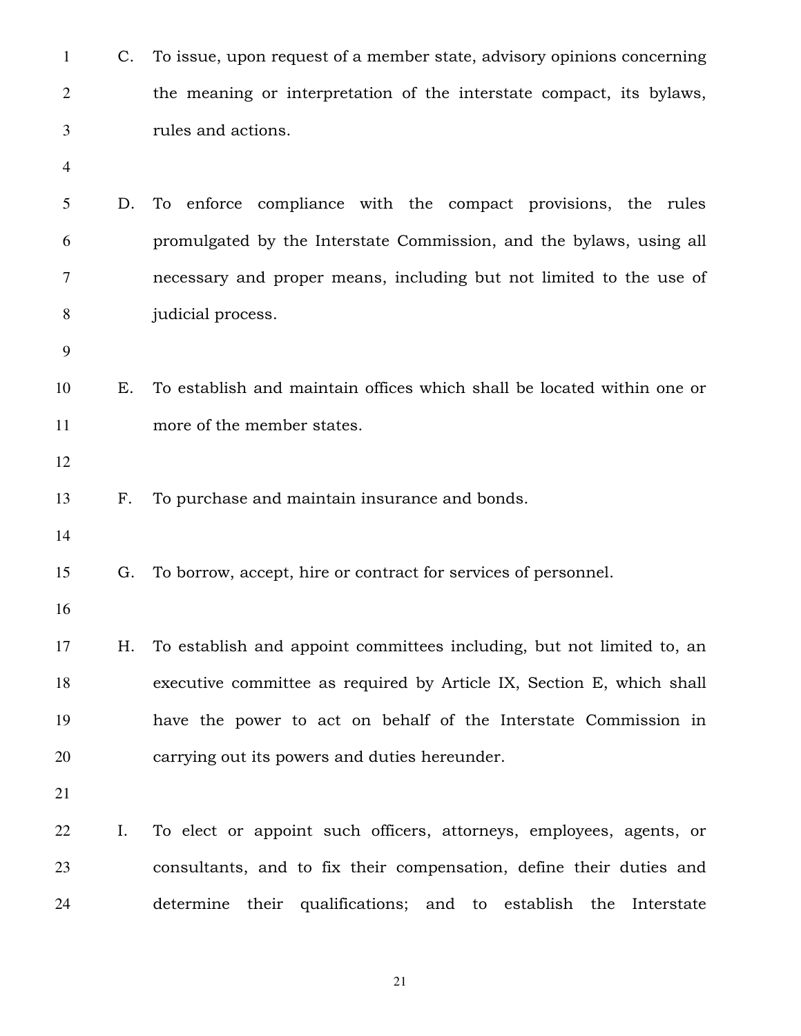C. To issue, upon request of a member state, advisory opinions concerning the meaning or interpretation of the interstate compact, its bylaws, rules and actions.

D. To enforce compliance with the compact provisions, the rules promulgated by the Interstate Commission, and the bylaws, using all necessary and proper means, including but not limited to the use of judicial process.

E. To establish and maintain offices which shall be located within one or more of the member states.

F. To purchase and maintain insurance and bonds.

G. To borrow, accept, hire or contract for services of personnel.

H. To establish and appoint committees including, but not limited to, an executive committee as required by Article IX, Section E, which shall have the power to act on behalf of the Interstate Commission in carrying out its powers and duties hereunder.

I. To elect or appoint such officers, attorneys, employees, agents, or consultants, and to fix their compensation, define their duties and determine their qualifications; and to establish the Interstate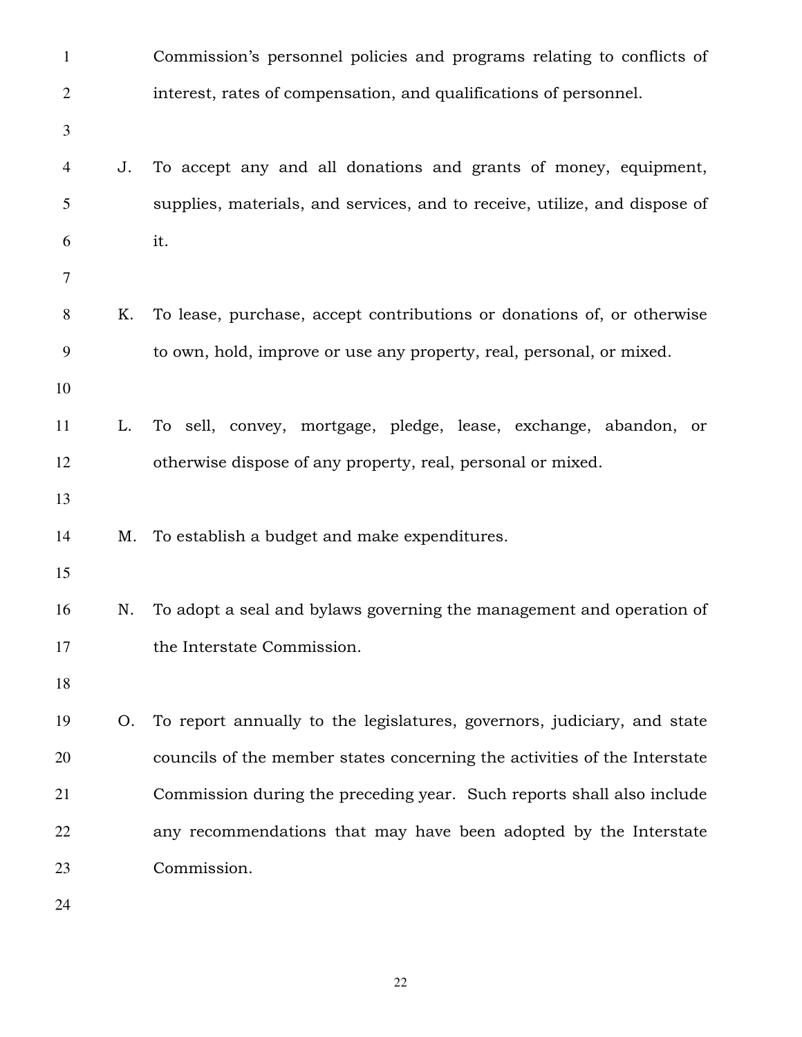Commission's personnel policies and programs relating to conflicts of interest, rates of compensation, and qualifications of personnel.

J. To accept any and all donations and grants of money, equipment, supplies, materials, and services, and to receive, utilize, and dispose of it.

K. To lease, purchase, accept contributions or donations of, or otherwise to own, hold, improve or use any property, real, personal, or mixed.

L. To sell, convey, mortgage, pledge, lease, exchange, abandon, or otherwise dispose of any property, real, personal or mixed.

M. To establish a budget and make expenditures.

N. To adopt a seal and bylaws governing the management and operation of the Interstate Commission.

O. To report annually to the legislatures, governors, judiciary, and state councils of the member states concerning the activities of the Interstate Commission during the preceding year. Such reports shall also include any recommendations that may have been adopted by the Interstate Commission.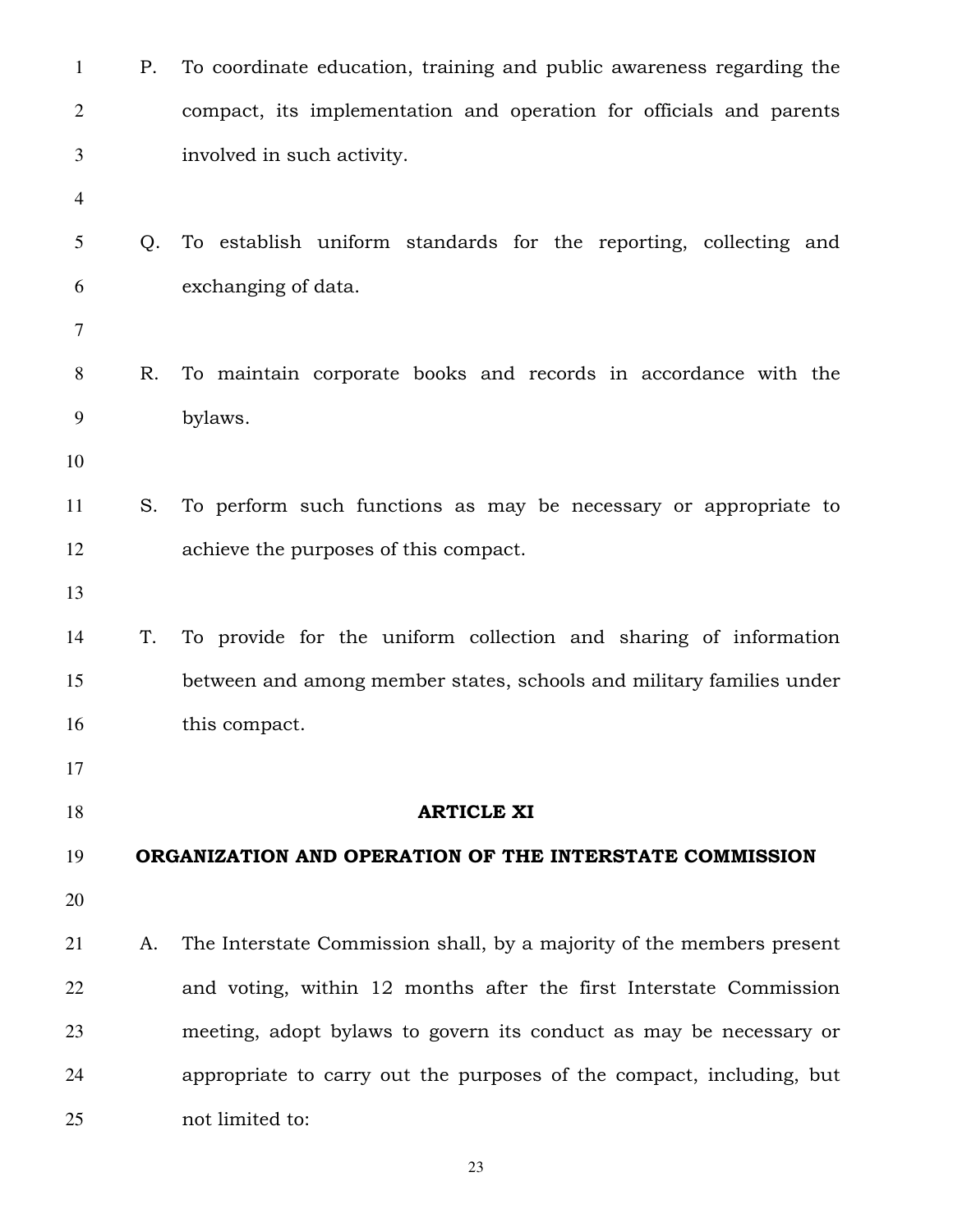P. To coordinate education, training and public awareness regarding the compact, its implementation and operation for officials and parents involved in such activity.

Q. To establish uniform standards for the reporting, collecting and exchanging of data.

R. To maintain corporate books and records in accordance with the bylaws.

S. To perform such functions as may be necessary or appropriate to achieve the purposes of this compact.

T. To provide for the uniform collection and sharing of information between and among member states, schools and military families under this compact.

## ARTICLE XI

## ORGANIZATION AND OPERATION OF THE INTERSTATE COMMISSION

A. The Interstate Commission shall, by a majority of the members present and voting, within 12 months after the first Interstate Commission meeting, adopt bylaws to govern its conduct as may be necessary or appropriate to carry out the purposes of the compact, including, but not limited to: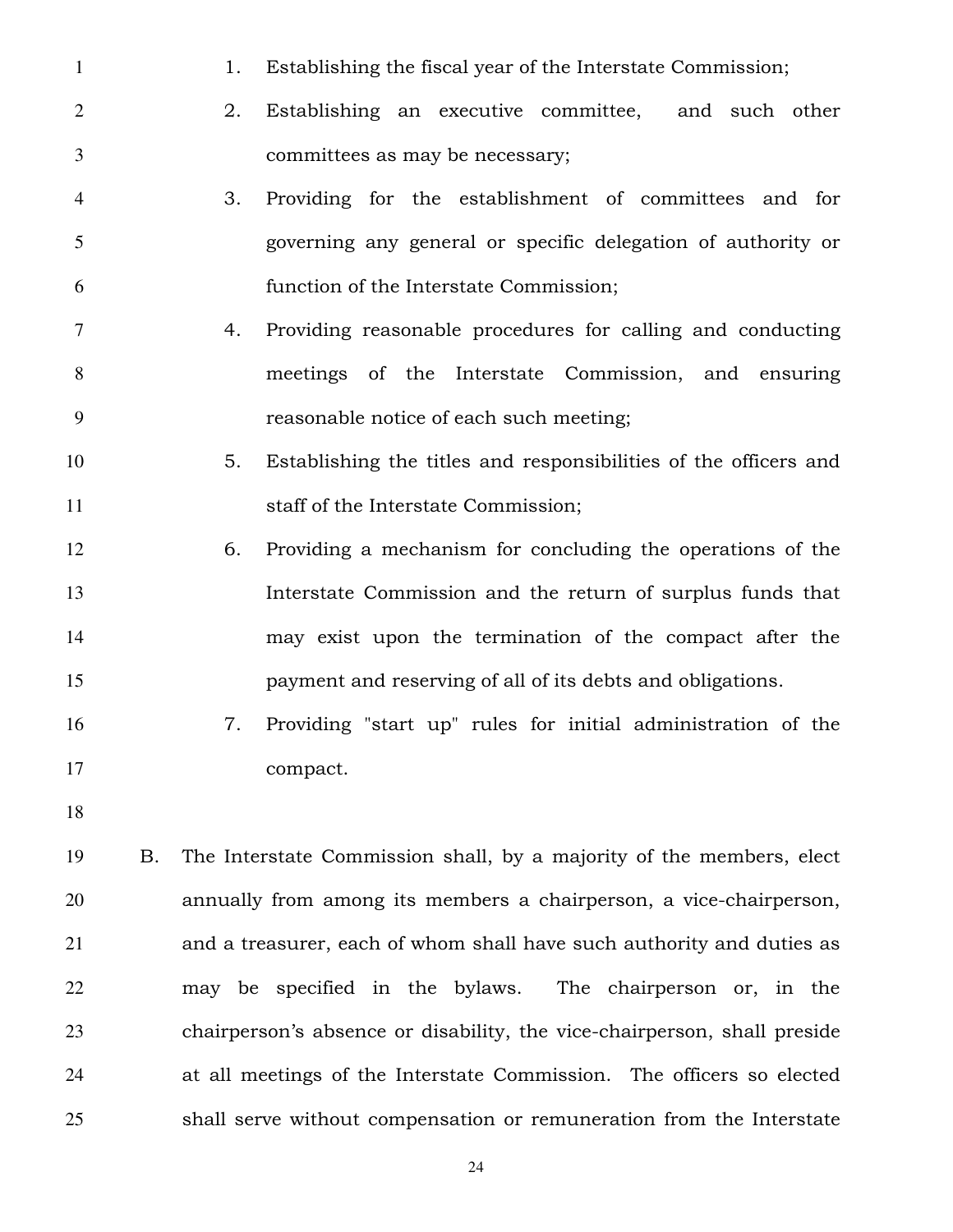1. Establishing the fiscal year of the Interstate Commission;
2. Establishing an executive committee, and such other committees as may be necessary;
3. Providing for the establishment of committees and for governing any general or specific delegation of authority or function of the Interstate Commission;
4. Providing reasonable procedures for calling and conducting meetings of the Interstate Commission, and ensuring reasonable notice of each such meeting;
5. Establishing the titles and responsibilities of the officers and staff of the Interstate Commission;
6. Providing a mechanism for concluding the operations of the Interstate Commission and the return of surplus funds that may exist upon the termination of the compact after the payment and reserving of all of its debts and obligations.
7. Providing "start up" rules for initial administration of the compact.

B. The Interstate Commission shall, by a majority of the members, elect annually from among its members a chairperson, a vice-chairperson, and a treasurer, each of whom shall have such authority and duties as may be specified in the bylaws. The chairperson or, in the chairperson's absence or disability, the vice-chairperson, shall preside at all meetings of the Interstate Commission. The officers so elected shall serve without compensation or remuneration from the Interstate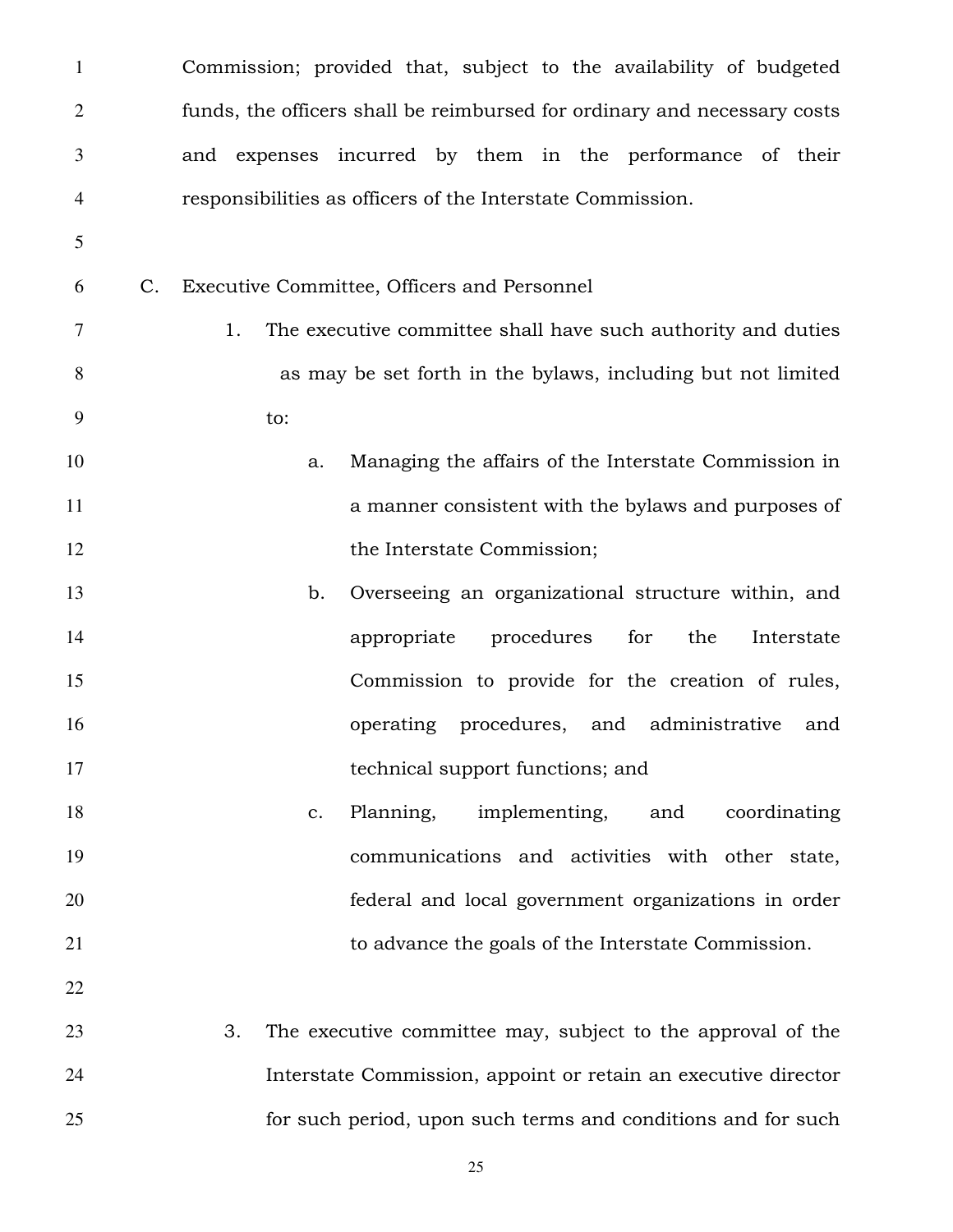Commission; provided that, subject to the availability of budgeted funds, the officers shall be reimbursed for ordinary and necessary costs and expenses incurred by them in the performance of their responsibilities as officers of the Interstate Commission.

C. Executive Committee, Officers and Personnel

1. The executive committee shall have such authority and duties as may be set forth in the bylaws, including but not limited to:

   a. Managing the affairs of the Interstate Commission in a manner consistent with the bylaws and purposes of the Interstate Commission;

   b. Overseeing an organizational structure within, and appropriate procedures for the Interstate Commission to provide for the creation of rules, operating procedures, and administrative and technical support functions; and

   c. Planning, implementing, and coordinating communications and activities with other state, federal and local government organizations in order to advance the goals of the Interstate Commission.

3. The executive committee may, subject to the approval of the Interstate Commission, appoint or retain an executive director for such period, upon such terms and conditions and for such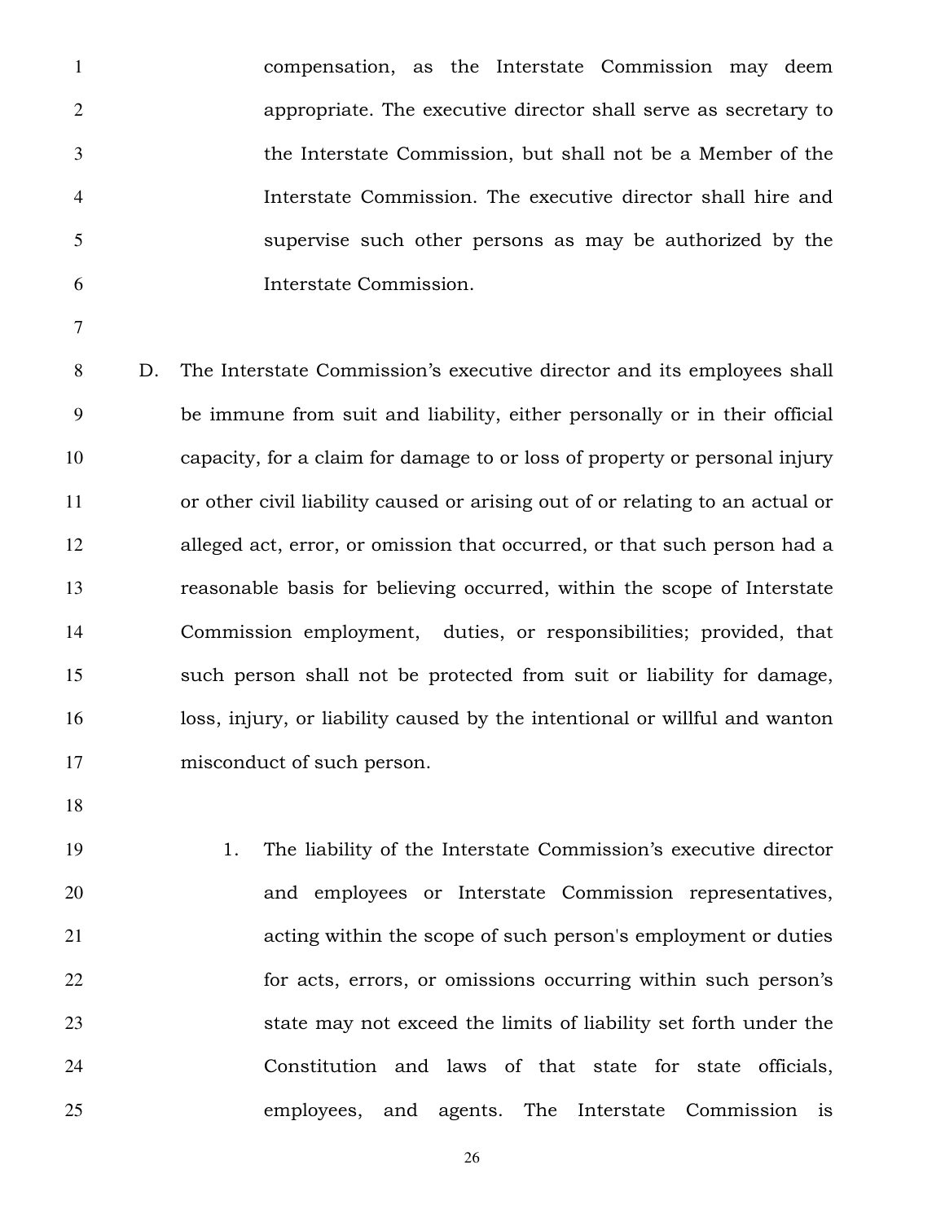compensation, as the Interstate Commission may deem appropriate. The executive director shall serve as secretary to the Interstate Commission, but shall not be a Member of the Interstate Commission. The executive director shall hire and supervise such other persons as may be authorized by the Interstate Commission.

D. The Interstate Commission's executive director and its employees shall be immune from suit and liability, either personally or in their official capacity, for a claim for damage to or loss of property or personal injury or other civil liability caused or arising out of or relating to an actual or alleged act, error, or omission that occurred, or that such person had a reasonable basis for believing occurred, within the scope of Interstate Commission employment, duties, or responsibilities; provided, that such person shall not be protected from suit or liability for damage, loss, injury, or liability caused by the intentional or willful and wanton misconduct of such person.

1. The liability of the Interstate Commission's executive director and employees or Interstate Commission representatives, acting within the scope of such person's employment or duties for acts, errors, or omissions occurring within such person's state may not exceed the limits of liability set forth under the Constitution and laws of that state for state officials, employees, and agents. The Interstate Commission is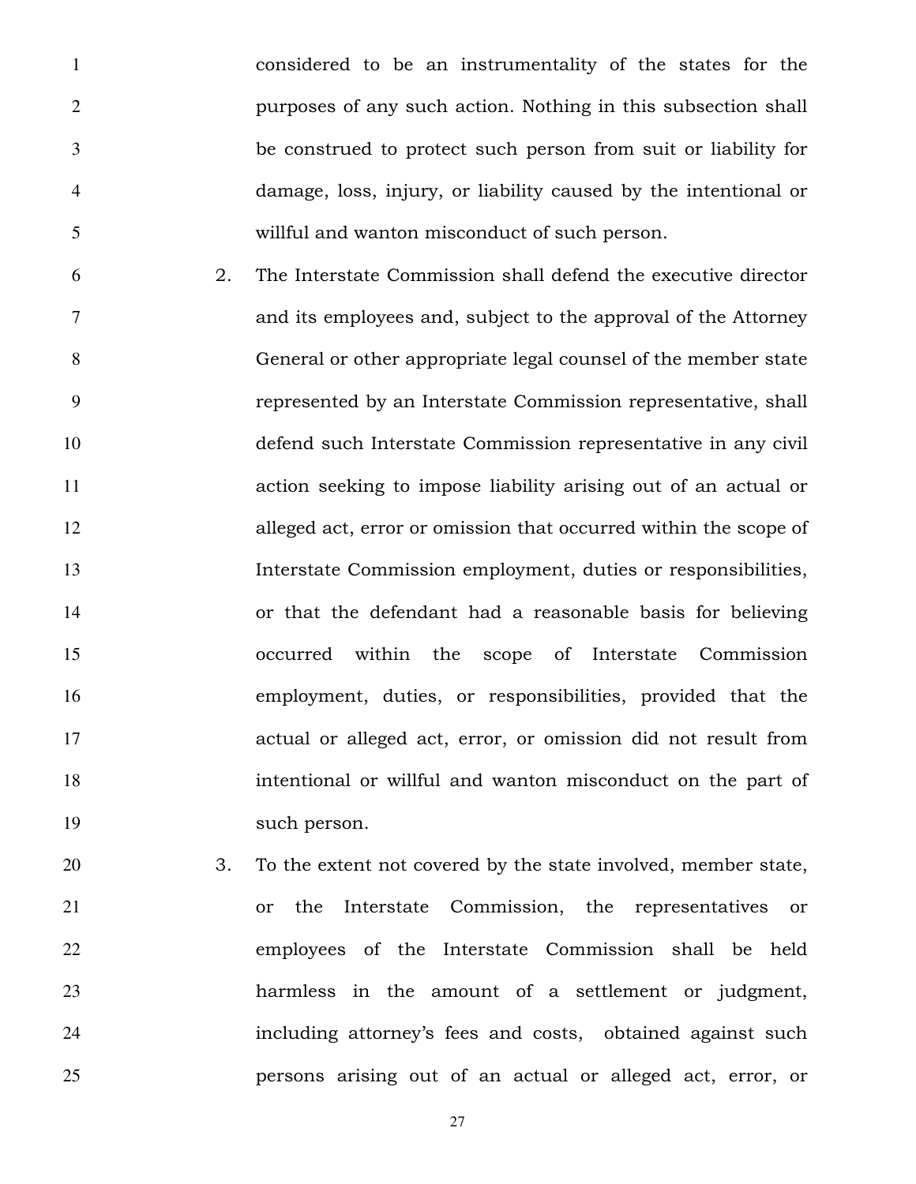considered to be an instrumentality of the states for the purposes of any such action. Nothing in this subsection shall be construed to protect such person from suit or liability for damage, loss, injury, or liability caused by the intentional or willful and wanton misconduct of such person.

2. The Interstate Commission shall defend the executive director and its employees and, subject to the approval of the Attorney General or other appropriate legal counsel of the member state represented by an Interstate Commission representative, shall defend such Interstate Commission representative in any civil action seeking to impose liability arising out of an actual or alleged act, error or omission that occurred within the scope of Interstate Commission employment, duties or responsibilities, or that the defendant had a reasonable basis for believing occurred within the scope of Interstate Commission employment, duties, or responsibilities, provided that the actual or alleged act, error, or omission did not result from intentional or willful and wanton misconduct on the part of such person.

3. To the extent not covered by the state involved, member state, or the Interstate Commission, the representatives or employees of the Interstate Commission shall be held harmless in the amount of a settlement or judgment, including attorney's fees and costs, obtained against such persons arising out of an actual or alleged act, error, or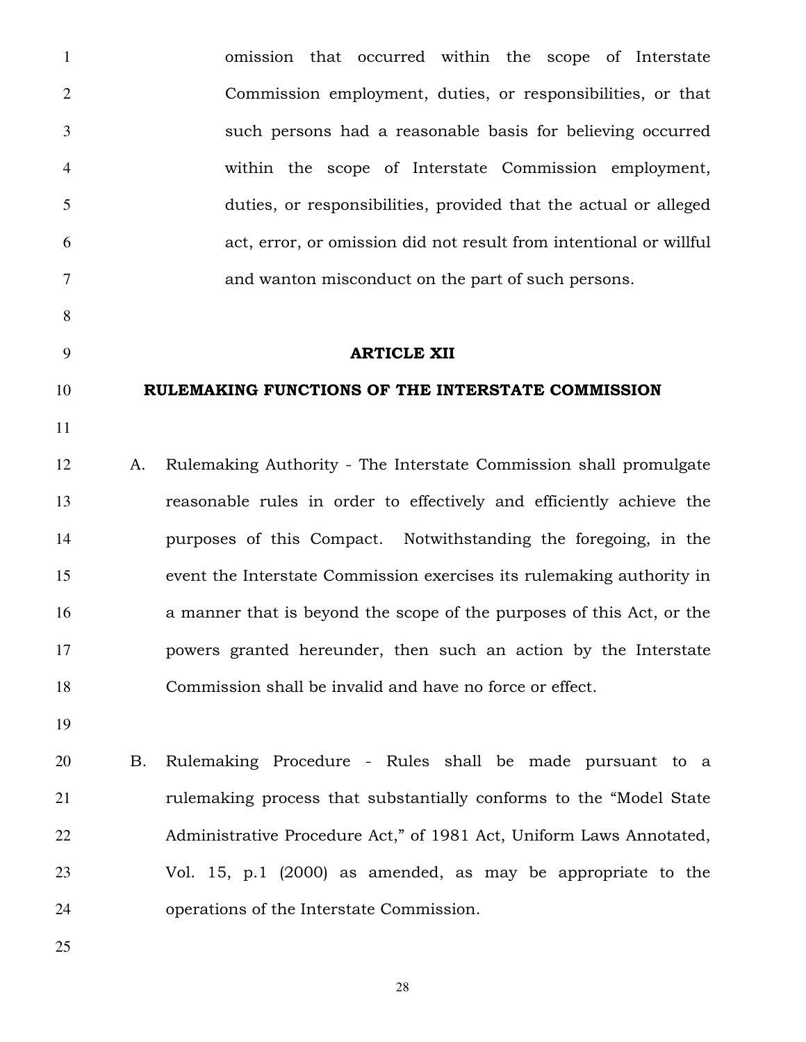omission that occurred within the scope of Interstate Commission employment, duties, or responsibilities, or that such persons had a reasonable basis for believing occurred within the scope of Interstate Commission employment, duties, or responsibilities, provided that the actual or alleged act, error, or omission did not result from intentional or willful and wanton misconduct on the part of such persons.

## ARTICLE XII

## RULEMAKING FUNCTIONS OF THE INTERSTATE COMMISSION

A. Rulemaking Authority - The Interstate Commission shall promulgate reasonable rules in order to effectively and efficiently achieve the purposes of this Compact. Notwithstanding the foregoing, in the event the Interstate Commission exercises its rulemaking authority in a manner that is beyond the scope of the purposes of this Act, or the powers granted hereunder, then such an action by the Interstate Commission shall be invalid and have no force or effect.

B. Rulemaking Procedure - Rules shall be made pursuant to a rulemaking process that substantially conforms to the "Model State Administrative Procedure Act," of 1981 Act, Uniform Laws Annotated, Vol. 15, p.1 (2000) as amended, as may be appropriate to the operations of the Interstate Commission.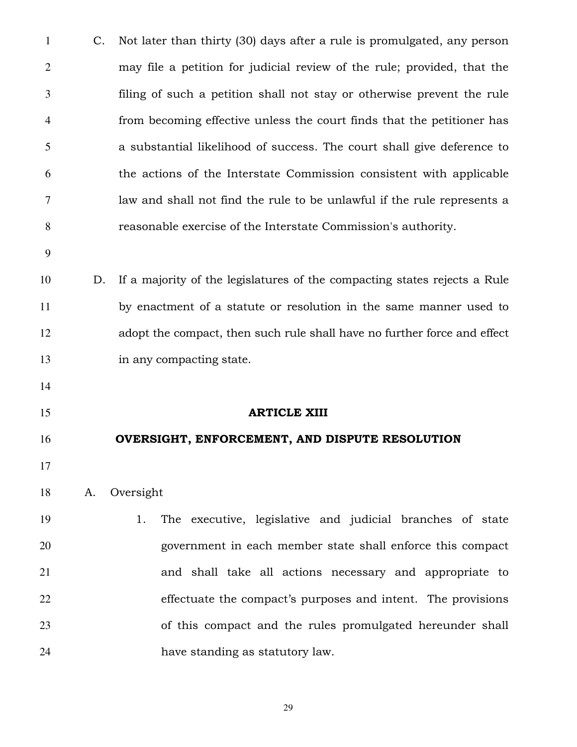C. Not later than thirty (30) days after a rule is promulgated, any person may file a petition for judicial review of the rule; provided, that the filing of such a petition shall not stay or otherwise prevent the rule from becoming effective unless the court finds that the petitioner has a substantial likelihood of success. The court shall give deference to the actions of the Interstate Commission consistent with applicable law and shall not find the rule to be unlawful if the rule represents a reasonable exercise of the Interstate Commission's authority.

D. If a majority of the legislatures of the compacting states rejects a Rule by enactment of a statute or resolution in the same manner used to adopt the compact, then such rule shall have no further force and effect in any compacting state.

## ARTICLE XIII

## OVERSIGHT, ENFORCEMENT, AND DISPUTE RESOLUTION

A. Oversight

1. The executive, legislative and judicial branches of state government in each member state shall enforce this compact and shall take all actions necessary and appropriate to effectuate the compact's purposes and intent. The provisions of this compact and the rules promulgated hereunder shall have standing as statutory law.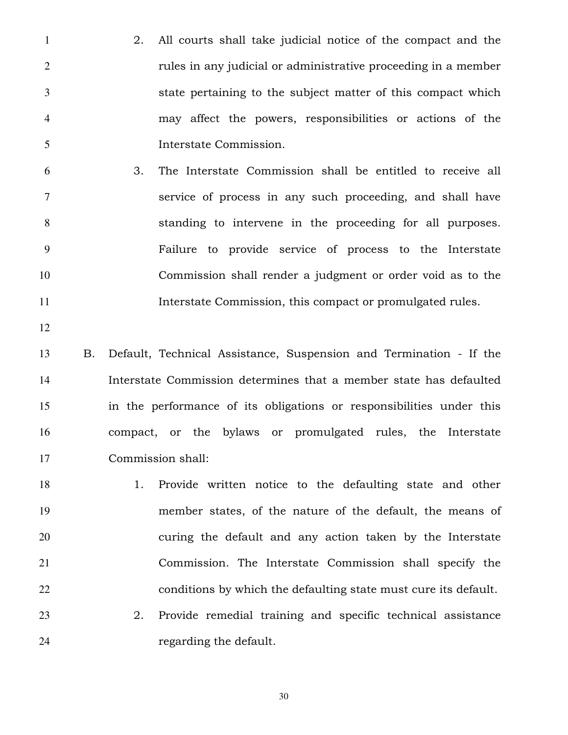2. All courts shall take judicial notice of the compact and the rules in any judicial or administrative proceeding in a member state pertaining to the subject matter of this compact which may affect the powers, responsibilities or actions of the Interstate Commission.

3. The Interstate Commission shall be entitled to receive all service of process in any such proceeding, and shall have standing to intervene in the proceeding for all purposes. Failure to provide service of process to the Interstate Commission shall render a judgment or order void as to the Interstate Commission, this compact or promulgated rules.

B. Default, Technical Assistance, Suspension and Termination - If the Interstate Commission determines that a member state has defaulted in the performance of its obligations or responsibilities under this compact, or the bylaws or promulgated rules, the Interstate Commission shall:

1. Provide written notice to the defaulting state and other member states, of the nature of the default, the means of curing the default and any action taken by the Interstate Commission. The Interstate Commission shall specify the conditions by which the defaulting state must cure its default.

2. Provide remedial training and specific technical assistance regarding the default.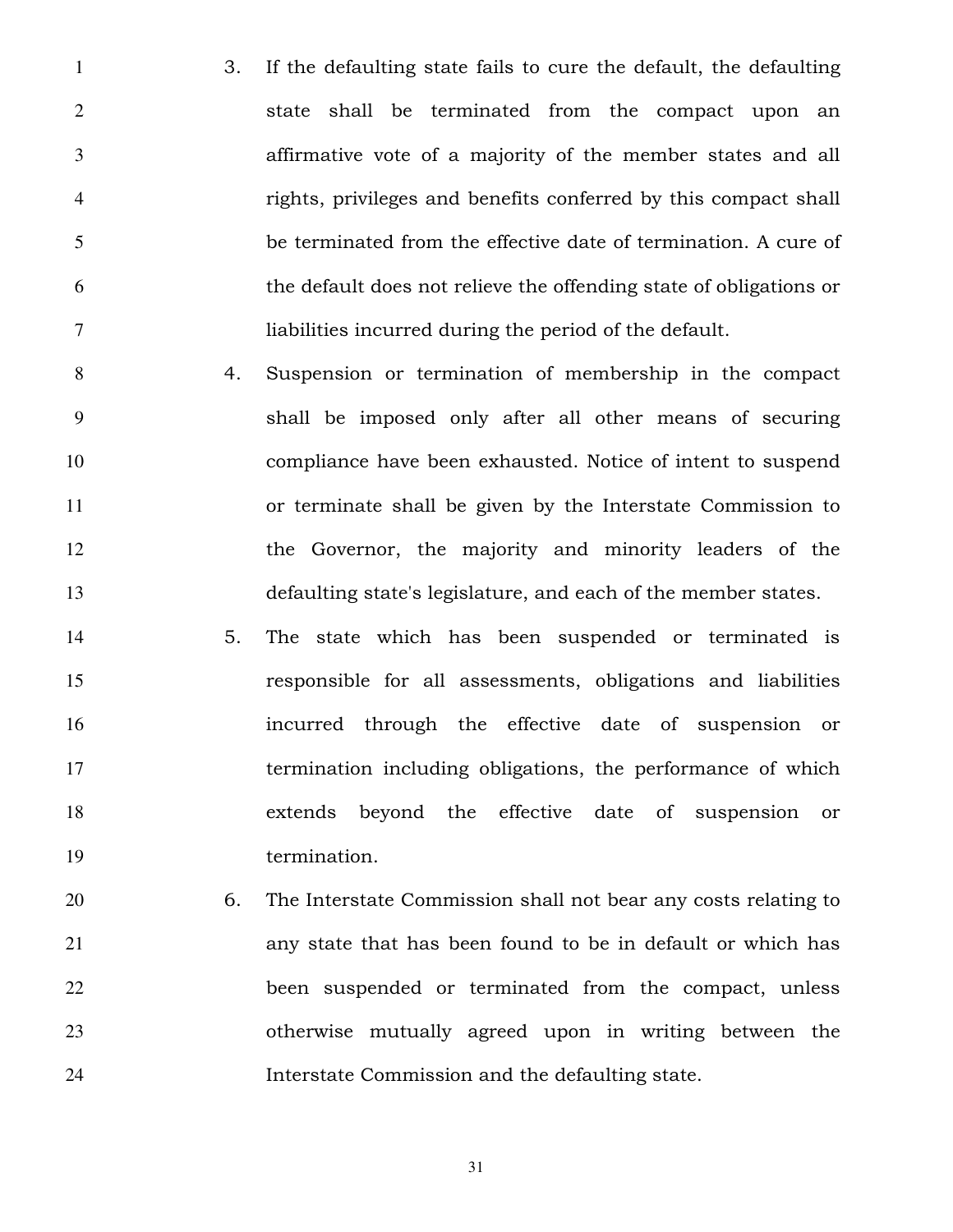3. If the defaulting state fails to cure the default, the defaulting state shall be terminated from the compact upon an affirmative vote of a majority of the member states and all rights, privileges and benefits conferred by this compact shall be terminated from the effective date of termination. A cure of the default does not relieve the offending state of obligations or liabilities incurred during the period of the default.
4. Suspension or termination of membership in the compact shall be imposed only after all other means of securing compliance have been exhausted. Notice of intent to suspend or terminate shall be given by the Interstate Commission to the Governor, the majority and minority leaders of the defaulting state's legislature, and each of the member states.
5. The state which has been suspended or terminated is responsible for all assessments, obligations and liabilities incurred through the effective date of suspension or termination including obligations, the performance of which extends beyond the effective date of suspension or termination.
6. The Interstate Commission shall not bear any costs relating to any state that has been found to be in default or which has been suspended or terminated from the compact, unless otherwise mutually agreed upon in writing between the Interstate Commission and the defaulting state.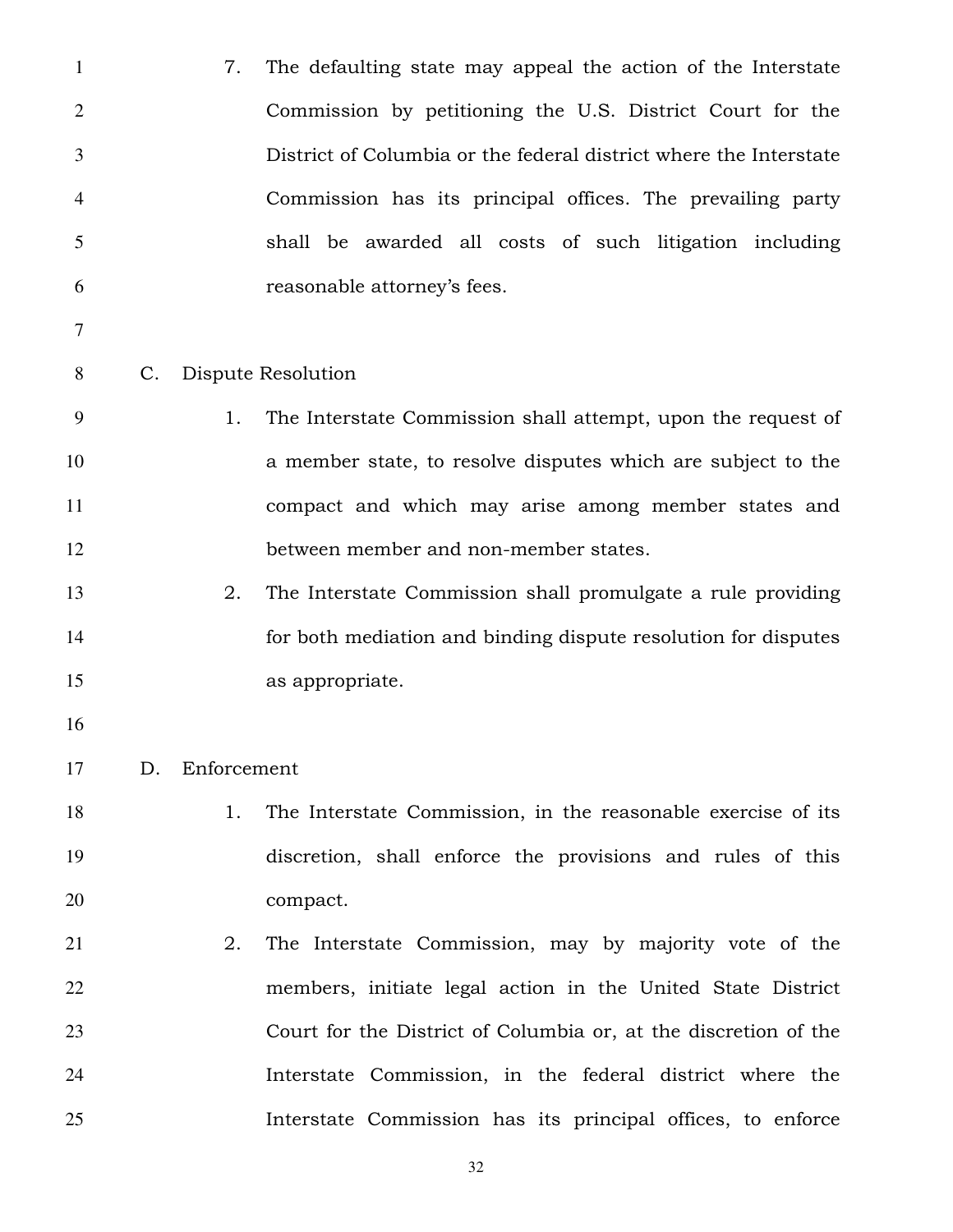7. The defaulting state may appeal the action of the Interstate Commission by petitioning the U.S. District Court for the District of Columbia or the federal district where the Interstate Commission has its principal offices. The prevailing party shall be awarded all costs of such litigation including reasonable attorney's fees.

C. Dispute Resolution

1. The Interstate Commission shall attempt, upon the request of a member state, to resolve disputes which are subject to the compact and which may arise among member states and between member and non-member states.
2. The Interstate Commission shall promulgate a rule providing for both mediation and binding dispute resolution for disputes as appropriate.

D. Enforcement

1. The Interstate Commission, in the reasonable exercise of its discretion, shall enforce the provisions and rules of this compact.
2. The Interstate Commission, may by majority vote of the members, initiate legal action in the United State District Court for the District of Columbia or, at the discretion of the Interstate Commission, in the federal district where the Interstate Commission has its principal offices, to enforce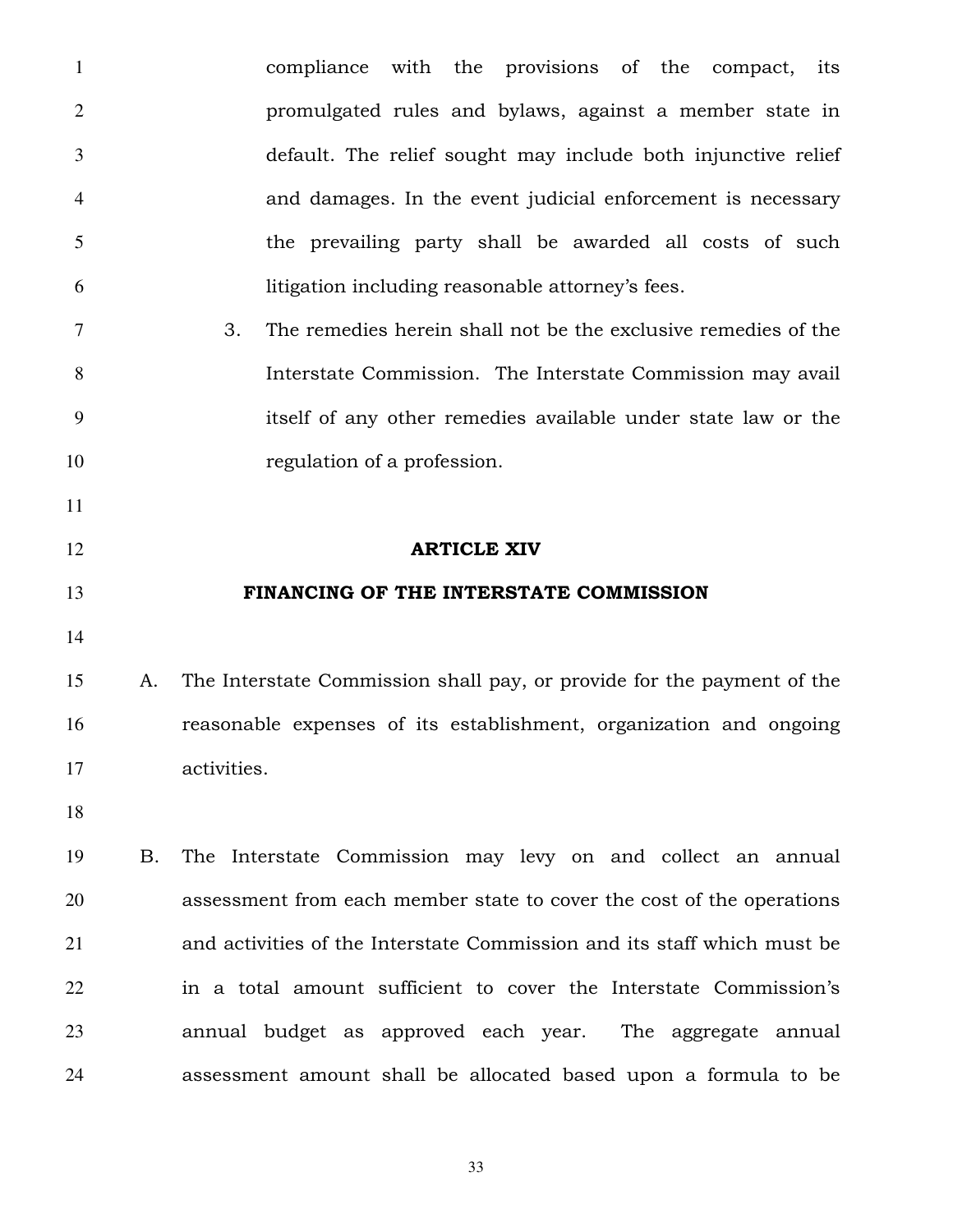compliance with the provisions of the compact, its promulgated rules and bylaws, against a member state in default. The relief sought may include both injunctive relief and damages. In the event judicial enforcement is necessary the prevailing party shall be awarded all costs of such litigation including reasonable attorney's fees.

3. The remedies herein shall not be the exclusive remedies of the Interstate Commission. The Interstate Commission may avail itself of any other remedies available under state law or the regulation of a profession.

## ARTICLE XIV

## FINANCING OF THE INTERSTATE COMMISSION

A. The Interstate Commission shall pay, or provide for the payment of the reasonable expenses of its establishment, organization and ongoing activities.

B. The Interstate Commission may levy on and collect an annual assessment from each member state to cover the cost of the operations and activities of the Interstate Commission and its staff which must be in a total amount sufficient to cover the Interstate Commission's annual budget as approved each year. The aggregate annual assessment amount shall be allocated based upon a formula to be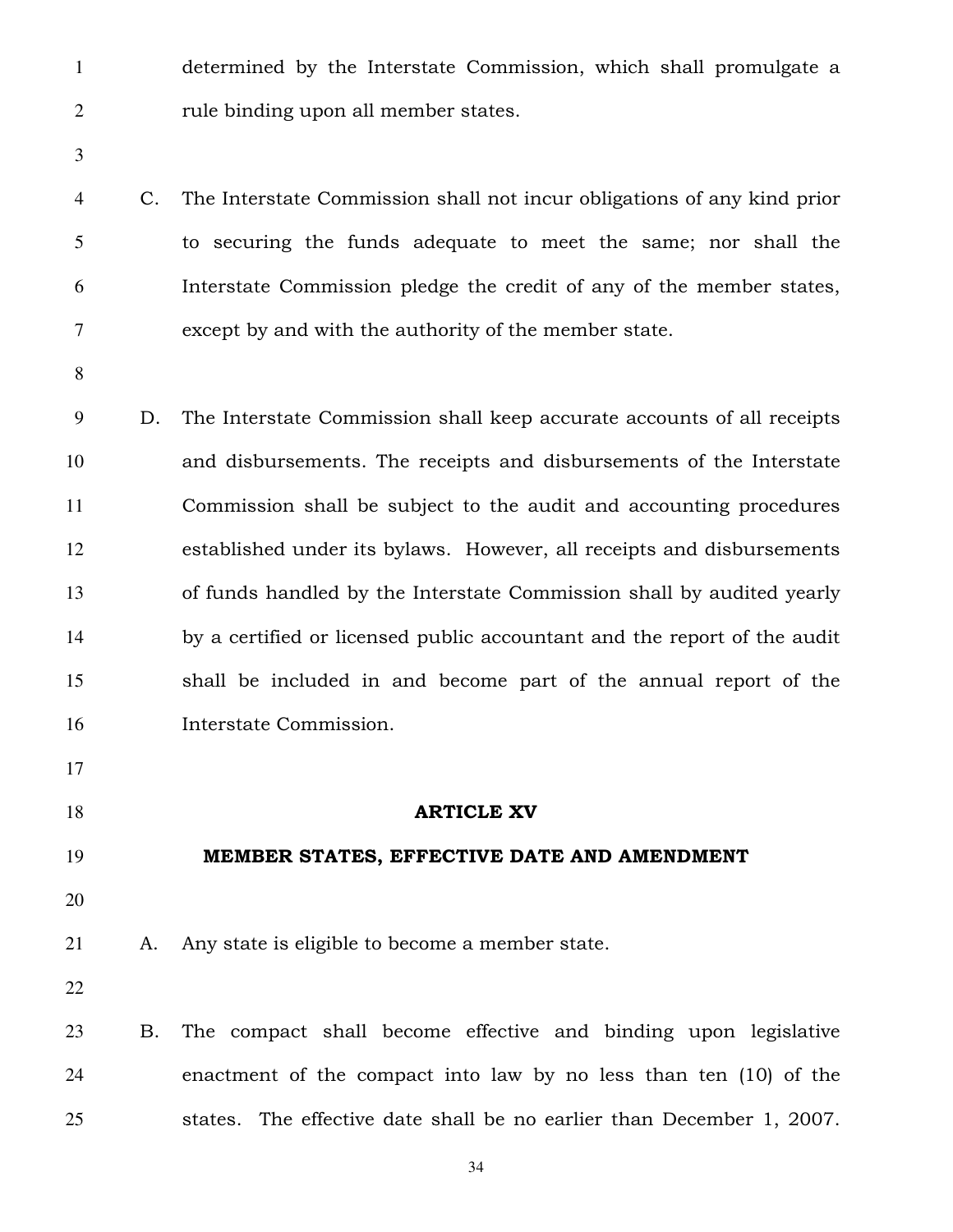determined by the Interstate Commission, which shall promulgate a rule binding upon all member states.

C. The Interstate Commission shall not incur obligations of any kind prior to securing the funds adequate to meet the same; nor shall the Interstate Commission pledge the credit of any of the member states, except by and with the authority of the member state.

D. The Interstate Commission shall keep accurate accounts of all receipts and disbursements. The receipts and disbursements of the Interstate Commission shall be subject to the audit and accounting procedures established under its bylaws. However, all receipts and disbursements of funds handled by the Interstate Commission shall by audited yearly by a certified or licensed public accountant and the report of the audit shall be included in and become part of the annual report of the Interstate Commission.

## ARTICLE XV

## MEMBER STATES, EFFECTIVE DATE AND AMENDMENT

A. Any state is eligible to become a member state.

B. The compact shall become effective and binding upon legislative enactment of the compact into law by no less than ten (10) of the states. The effective date shall be no earlier than December 1, 2007.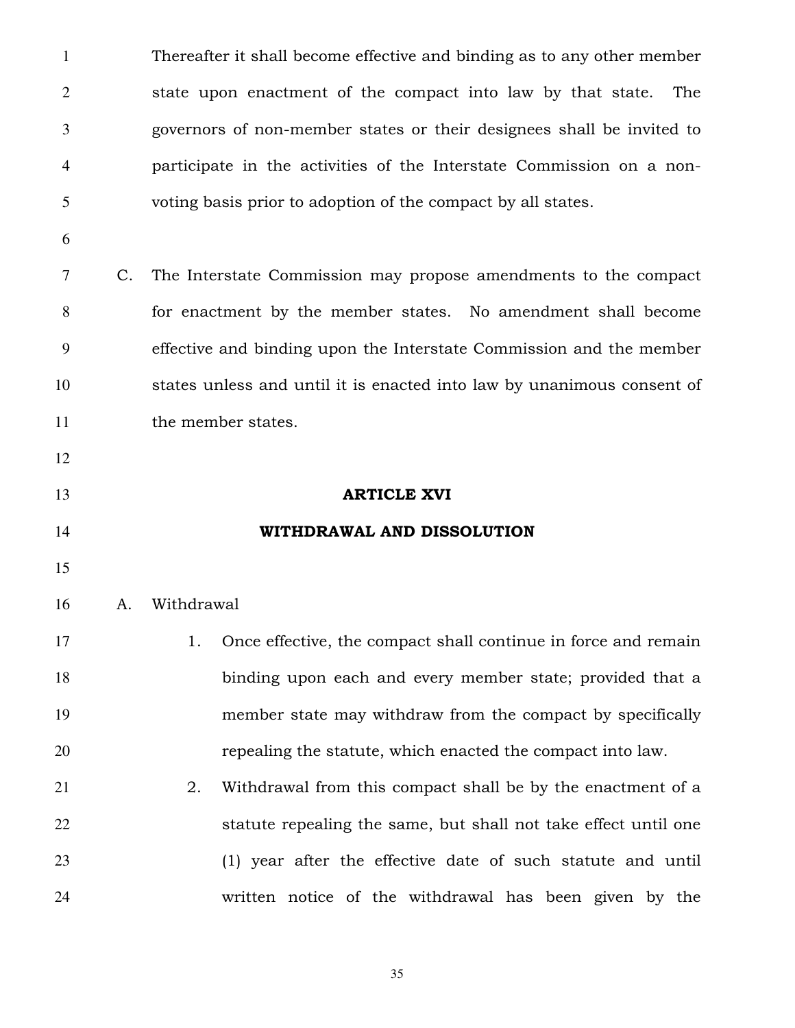Thereafter it shall become effective and binding as to any other member state upon enactment of the compact into law by that state. The governors of non-member states or their designees shall be invited to participate in the activities of the Interstate Commission on a non-voting basis prior to adoption of the compact by all states.

C. The Interstate Commission may propose amendments to the compact for enactment by the member states. No amendment shall become effective and binding upon the Interstate Commission and the member states unless and until it is enacted into law by unanimous consent of the member states.

## ARTICLE XVI

## WITHDRAWAL AND DISSOLUTION

A. Withdrawal

1. Once effective, the compact shall continue in force and remain binding upon each and every member state; provided that a member state may withdraw from the compact by specifically repealing the statute, which enacted the compact into law.
2. Withdrawal from this compact shall be by the enactment of a statute repealing the same, but shall not take effect until one (1) year after the effective date of such statute and until written notice of the withdrawal has been given by the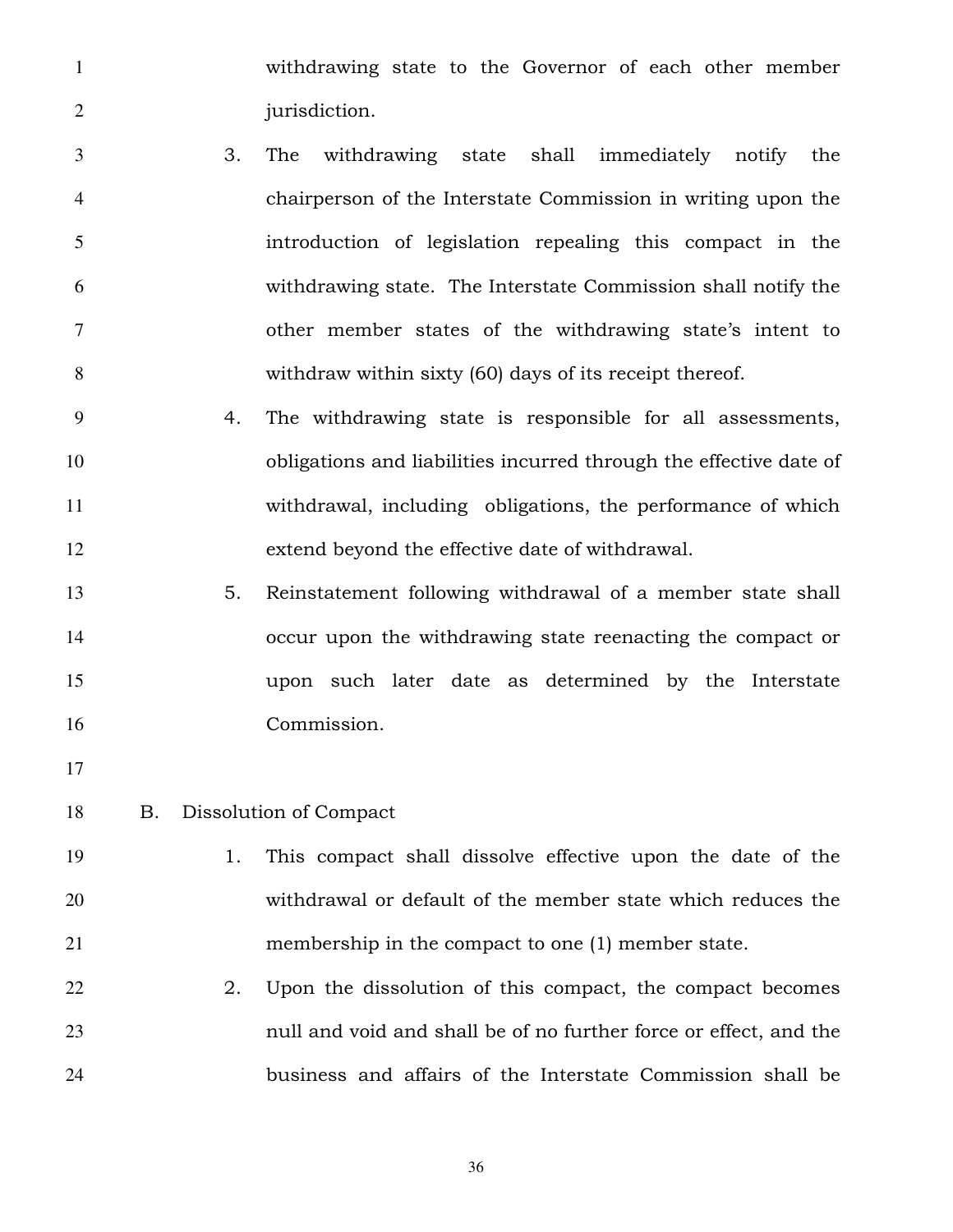withdrawing state to the Governor of each other member jurisdiction.

3. The withdrawing state shall immediately notify the chairperson of the Interstate Commission in writing upon the introduction of legislation repealing this compact in the withdrawing state. The Interstate Commission shall notify the other member states of the withdrawing state's intent to withdraw within sixty (60) days of its receipt thereof.

4. The withdrawing state is responsible for all assessments, obligations and liabilities incurred through the effective date of withdrawal, including obligations, the performance of which extend beyond the effective date of withdrawal.

5. Reinstatement following withdrawal of a member state shall occur upon the withdrawing state reenacting the compact or upon such later date as determined by the Interstate Commission.

B. Dissolution of Compact

1. This compact shall dissolve effective upon the date of the withdrawal or default of the member state which reduces the membership in the compact to one (1) member state.

2. Upon the dissolution of this compact, the compact becomes null and void and shall be of no further force or effect, and the business and affairs of the Interstate Commission shall be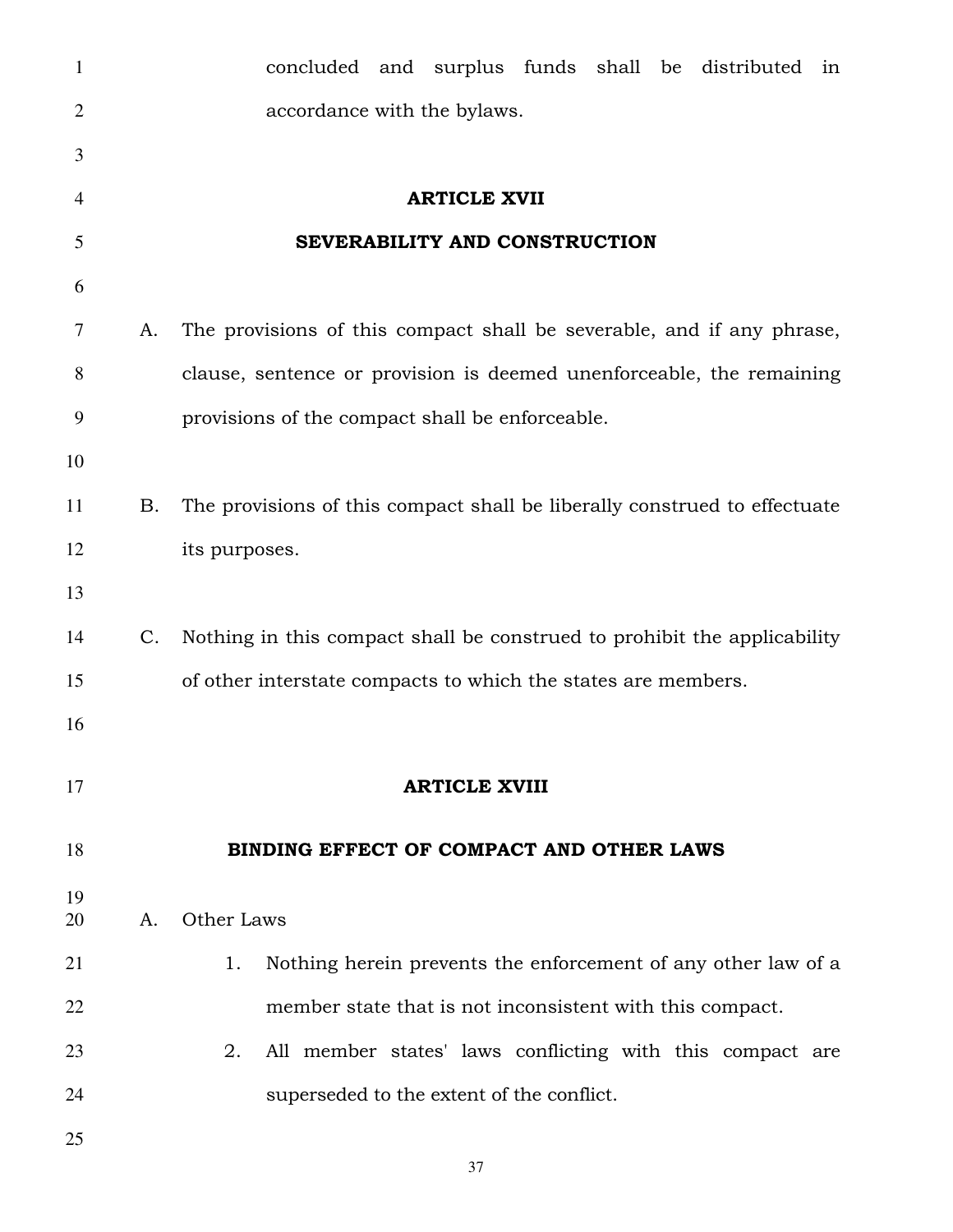concluded and surplus funds shall be distributed in accordance with the bylaws.

## ARTICLE XVII

## SEVERABILITY AND CONSTRUCTION

A. The provisions of this compact shall be severable, and if any phrase, clause, sentence or provision is deemed unenforceable, the remaining provisions of the compact shall be enforceable.

B. The provisions of this compact shall be liberally construed to effectuate its purposes.

C. Nothing in this compact shall be construed to prohibit the applicability of other interstate compacts to which the states are members.

## ARTICLE XVIII

## BINDING EFFECT OF COMPACT AND OTHER LAWS

A. Other Laws

1. Nothing herein prevents the enforcement of any other law of a member state that is not inconsistent with this compact.
2. All member states' laws conflicting with this compact are superseded to the extent of the conflict.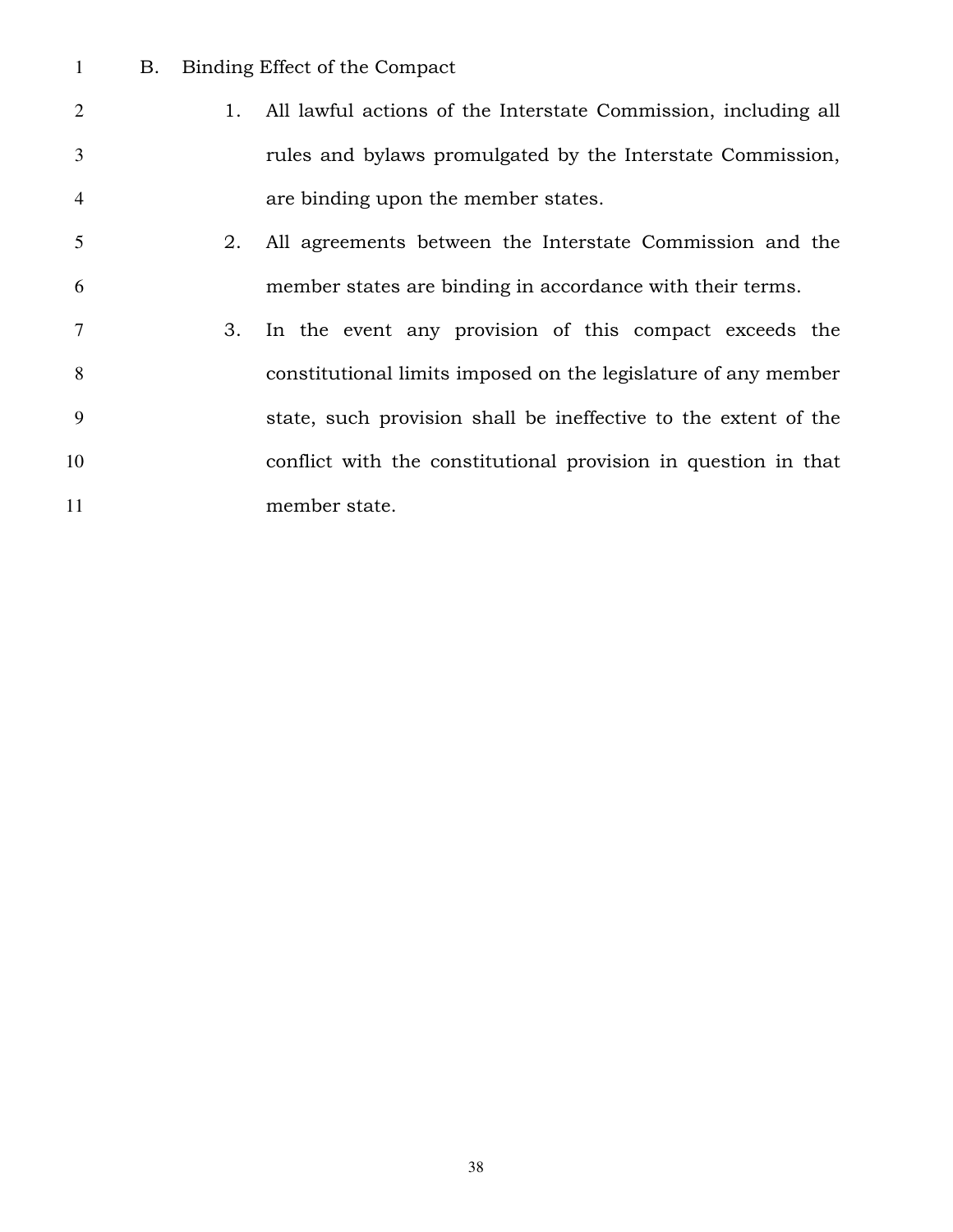B. Binding Effect of the Compact

1. All lawful actions of the Interstate Commission, including all rules and bylaws promulgated by the Interstate Commission, are binding upon the member states.
2. All agreements between the Interstate Commission and the member states are binding in accordance with their terms.
3. In the event any provision of this compact exceeds the constitutional limits imposed on the legislature of any member state, such provision shall be ineffective to the extent of the conflict with the constitutional provision in question in that member state.